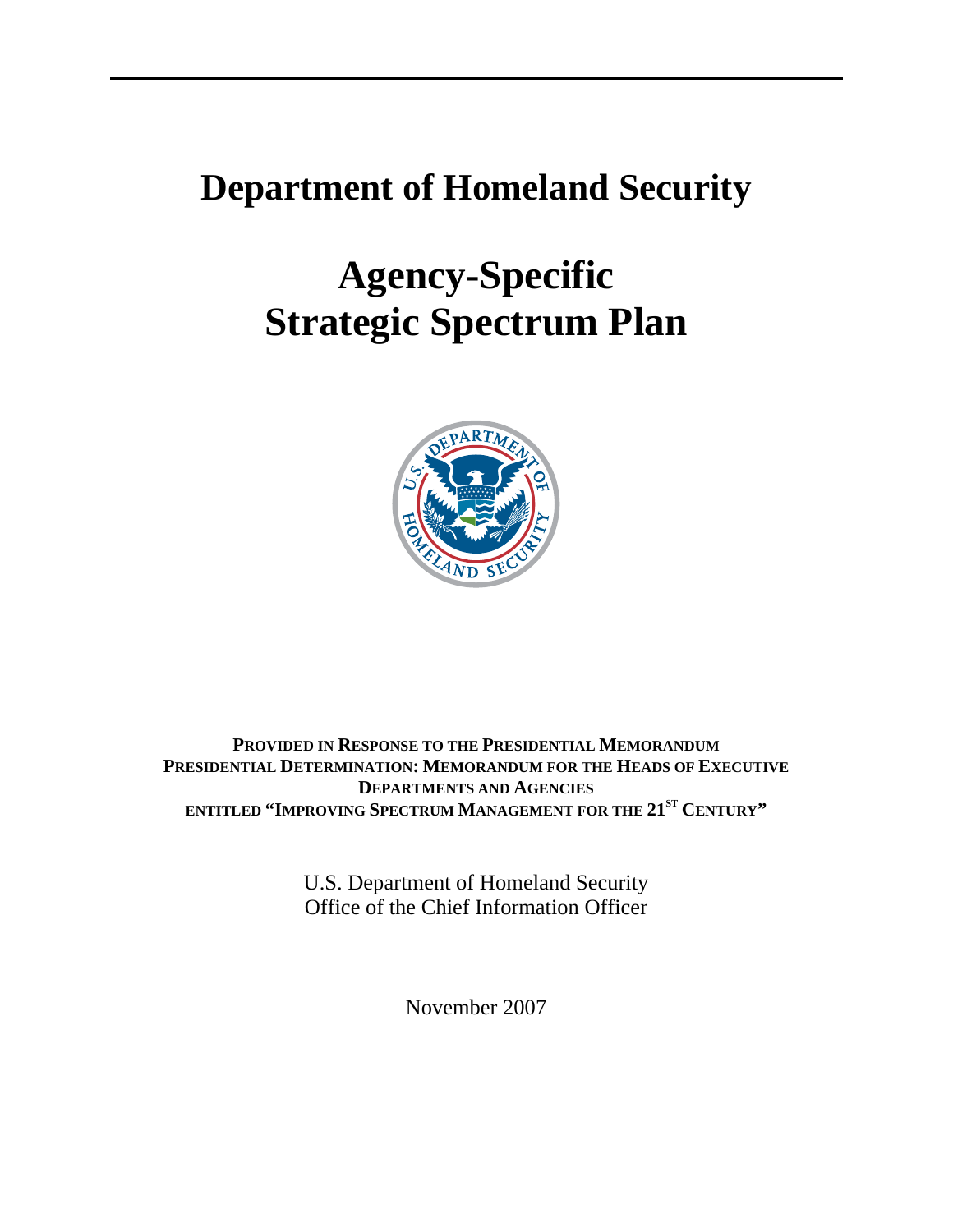# Department of Homeland Security

# Agency-Specific Strategic Spectrum Plan

**PROVIDED IN RESPONSE TO THE PRESIDENTIAL MEMORANDUM PRESIDENTIAL DETERMINATION: MEMORANDUM FOR THE HEADS OF EXECUTIVE DEPARTMENTS AND AGENCIES ENTITLED "IMPROVING SPECTRUM MANAGEMENT FOR THE 21ST CENTURY"**

U.S. Department of Homeland Security
Office of the Chief Information Officer

November 2007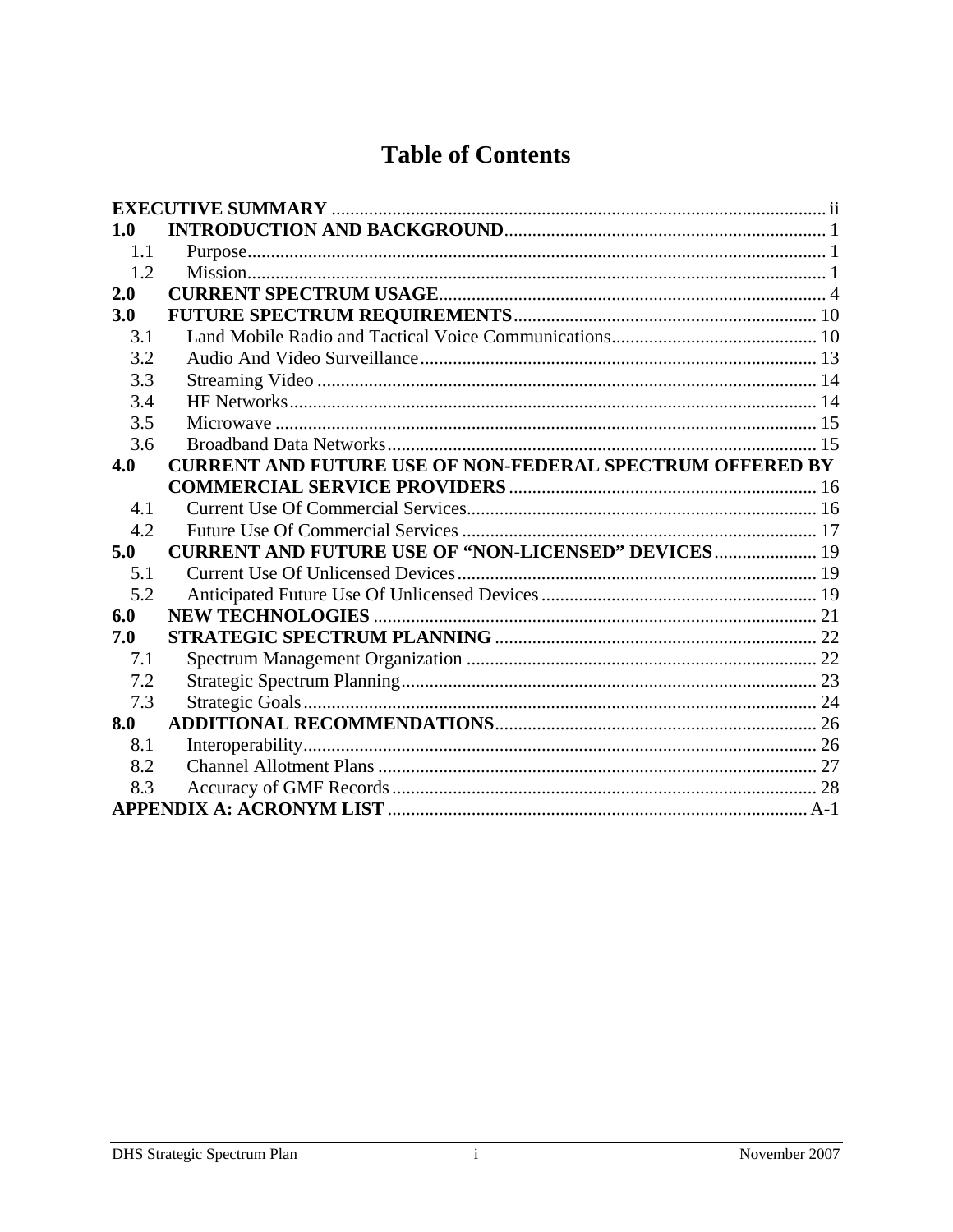# Table of Contents

**EXECUTIVE SUMMARY** ........................................................................................................ ii

**1.0 INTRODUCTION AND BACKGROUND** .................................................................... 1

- 1.1 Purpose ........................................................................................................................ 1
- 1.2 Mission ........................................................................................................................ 1

**2.0 CURRENT SPECTRUM USAGE** .................................................................................. 4

**3.0 FUTURE SPECTRUM REQUIREMENTS** ................................................................. 10

- 3.1 Land Mobile Radio and Tactical Voice Communications ........................................... 10
- 3.2 Audio And Video Surveillance .................................................................................... 13
- 3.3 Streaming Video ......................................................................................................... 14
- 3.4 HF Networks ............................................................................................................... 14
- 3.5 Microwave .................................................................................................................. 15
- 3.6 Broadband Data Networks .......................................................................................... 15

**4.0 CURRENT AND FUTURE USE OF NON-FEDERAL SPECTRUM OFFERED BY COMMERCIAL SERVICE PROVIDERS** .................................................................. 16

- 4.1 Current Use Of Commercial Services .......................................................................... 16
- 4.2 Future Use Of Commercial Services ........................................................................... 17

**5.0 CURRENT AND FUTURE USE OF "NON-LICENSED" DEVICES** ...................... 19

- 5.1 Current Use Of Unlicensed Devices ............................................................................ 19
- 5.2 Anticipated Future Use Of Unlicensed Devices .......................................................... 19

**6.0 NEW TECHNOLOGIES** .............................................................................................. 21

**7.0 STRATEGIC SPECTRUM PLANNING** .................................................................... 22

- 7.1 Spectrum Management Organization .......................................................................... 22
- 7.2 Strategic Spectrum Planning ........................................................................................ 23
- 7.3 Strategic Goals ............................................................................................................ 24

**8.0 ADDITIONAL RECOMMENDATIONS** .................................................................... 26

- 8.1 Interoperability ............................................................................................................ 26
- 8.2 Channel Allotment Plans ............................................................................................. 27
- 8.3 Accuracy of GMF Records .......................................................................................... 28

**APPENDIX A: ACRONYM LIST** .................................................................................... A-1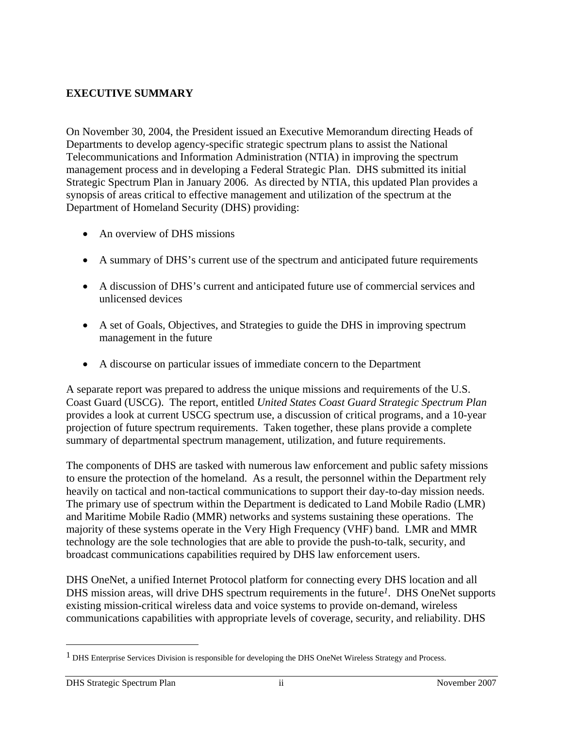## EXECUTIVE SUMMARY

On November 30, 2004, the President issued an Executive Memorandum directing Heads of Departments to develop agency-specific strategic spectrum plans to assist the National Telecommunications and Information Administration (NTIA) in improving the spectrum management process and in developing a Federal Strategic Plan. DHS submitted its initial Strategic Spectrum Plan in January 2006. As directed by NTIA, this updated Plan provides a synopsis of areas critical to effective management and utilization of the spectrum at the Department of Homeland Security (DHS) providing:

- An overview of DHS missions
- A summary of DHS's current use of the spectrum and anticipated future requirements
- A discussion of DHS's current and anticipated future use of commercial services and unlicensed devices
- A set of Goals, Objectives, and Strategies to guide the DHS in improving spectrum management in the future
- A discourse on particular issues of immediate concern to the Department

A separate report was prepared to address the unique missions and requirements of the U.S. Coast Guard (USCG). The report, entitled *United States Coast Guard Strategic Spectrum Plan* provides a look at current USCG spectrum use, a discussion of critical programs, and a 10-year projection of future spectrum requirements. Taken together, these plans provide a complete summary of departmental spectrum management, utilization, and future requirements.

The components of DHS are tasked with numerous law enforcement and public safety missions to ensure the protection of the homeland. As a result, the personnel within the Department rely heavily on tactical and non-tactical communications to support their day-to-day mission needs. The primary use of spectrum within the Department is dedicated to Land Mobile Radio (LMR) and Maritime Mobile Radio (MMR) networks and systems sustaining these operations. The majority of these systems operate in the Very High Frequency (VHF) band. LMR and MMR technology are the sole technologies that are able to provide the push-to-talk, security, and broadcast communications capabilities required by DHS law enforcement users.

DHS OneNet, a unified Internet Protocol platform for connecting every DHS location and all DHS mission areas, will drive DHS spectrum requirements in the future[1]. DHS OneNet supports existing mission-critical wireless data and voice systems to provide on-demand, wireless communications capabilities with appropriate levels of coverage, security, and reliability. DHS

[1] DHS Enterprise Services Division is responsible for developing the DHS OneNet Wireless Strategy and Process.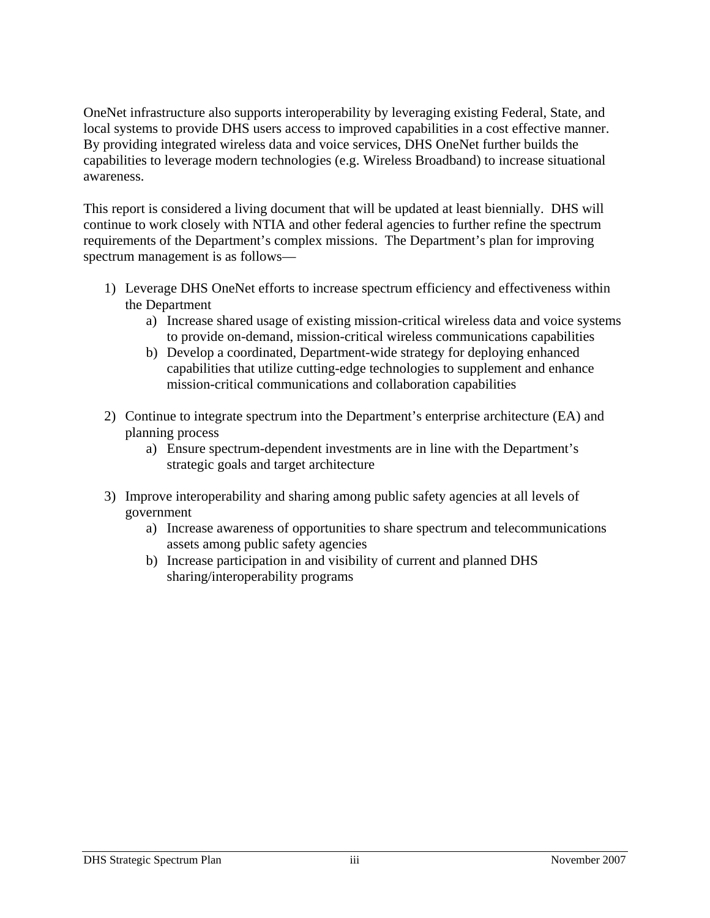OneNet infrastructure also supports interoperability by leveraging existing Federal, State, and local systems to provide DHS users access to improved capabilities in a cost effective manner. By providing integrated wireless data and voice services, DHS OneNet further builds the capabilities to leverage modern technologies (e.g. Wireless Broadband) to increase situational awareness.

This report is considered a living document that will be updated at least biennially. DHS will continue to work closely with NTIA and other federal agencies to further refine the spectrum requirements of the Department's complex missions. The Department's plan for improving spectrum management is as follows—

1) Leverage DHS OneNet efforts to increase spectrum efficiency and effectiveness within the Department
   a) Increase shared usage of existing mission-critical wireless data and voice systems to provide on-demand, mission-critical wireless communications capabilities
   b) Develop a coordinated, Department-wide strategy for deploying enhanced capabilities that utilize cutting-edge technologies to supplement and enhance mission-critical communications and collaboration capabilities

2) Continue to integrate spectrum into the Department's enterprise architecture (EA) and planning process
   a) Ensure spectrum-dependent investments are in line with the Department's strategic goals and target architecture

3) Improve interoperability and sharing among public safety agencies at all levels of government
   a) Increase awareness of opportunities to share spectrum and telecommunications assets among public safety agencies
   b) Increase participation in and visibility of current and planned DHS sharing/interoperability programs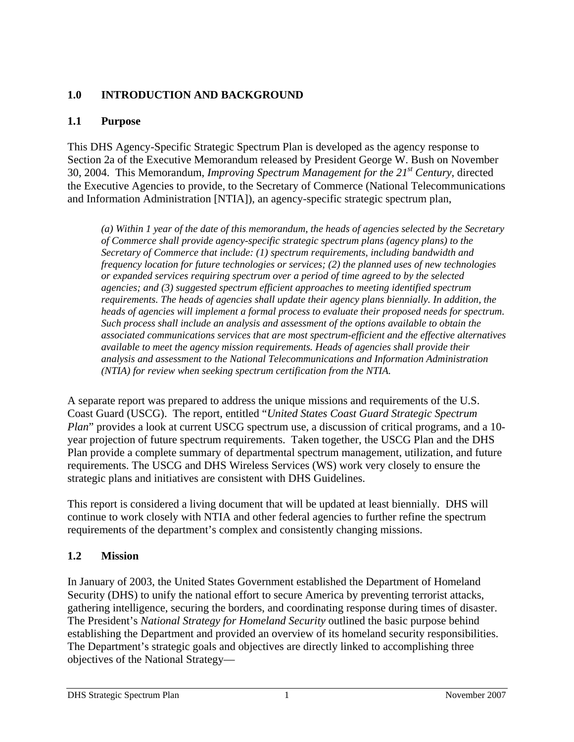# 1.0 INTRODUCTION AND BACKGROUND

## 1.1 Purpose

This DHS Agency-Specific Strategic Spectrum Plan is developed as the agency response to Section 2a of the Executive Memorandum released by President George W. Bush on November 30, 2004. This Memorandum, *Improving Spectrum Management for the 21st Century*, directed the Executive Agencies to provide, to the Secretary of Commerce (National Telecommunications and Information Administration [NTIA]), an agency-specific strategic spectrum plan,

> *(a) Within 1 year of the date of this memorandum, the heads of agencies selected by the Secretary of Commerce shall provide agency-specific strategic spectrum plans (agency plans) to the Secretary of Commerce that include: (1) spectrum requirements, including bandwidth and frequency location for future technologies or services; (2) the planned uses of new technologies or expanded services requiring spectrum over a period of time agreed to by the selected agencies; and (3) suggested spectrum efficient approaches to meeting identified spectrum requirements. The heads of agencies shall update their agency plans biennially. In addition, the heads of agencies will implement a formal process to evaluate their proposed needs for spectrum. Such process shall include an analysis and assessment of the options available to obtain the associated communications services that are most spectrum-efficient and the effective alternatives available to meet the agency mission requirements. Heads of agencies shall provide their analysis and assessment to the National Telecommunications and Information Administration (NTIA) for review when seeking spectrum certification from the NTIA.*

A separate report was prepared to address the unique missions and requirements of the U.S. Coast Guard (USCG). The report, entitled "*United States Coast Guard Strategic Spectrum Plan*" provides a look at current USCG spectrum use, a discussion of critical programs, and a 10-year projection of future spectrum requirements. Taken together, the USCG Plan and the DHS Plan provide a complete summary of departmental spectrum management, utilization, and future requirements. The USCG and DHS Wireless Services (WS) work very closely to ensure the strategic plans and initiatives are consistent with DHS Guidelines.

This report is considered a living document that will be updated at least biennially. DHS will continue to work closely with NTIA and other federal agencies to further refine the spectrum requirements of the department's complex and consistently changing missions.

## 1.2 Mission

In January of 2003, the United States Government established the Department of Homeland Security (DHS) to unify the national effort to secure America by preventing terrorist attacks, gathering intelligence, securing the borders, and coordinating response during times of disaster. The President's *National Strategy for Homeland Security* outlined the basic purpose behind establishing the Department and provided an overview of its homeland security responsibilities. The Department's strategic goals and objectives are directly linked to accomplishing three objectives of the National Strategy—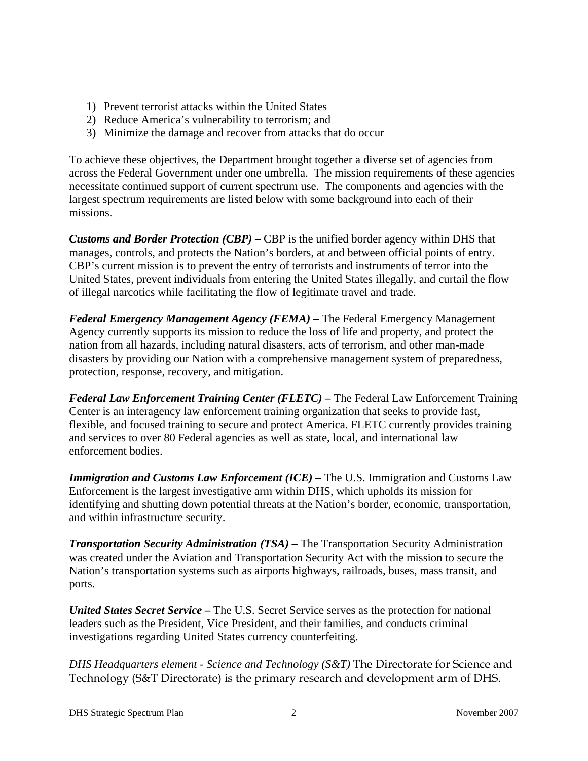1) Prevent terrorist attacks within the United States
2) Reduce America's vulnerability to terrorism; and
3) Minimize the damage and recover from attacks that do occur

To achieve these objectives, the Department brought together a diverse set of agencies from across the Federal Government under one umbrella. The mission requirements of these agencies necessitate continued support of current spectrum use. The components and agencies with the largest spectrum requirements are listed below with some background into each of their missions.

***Customs and Border Protection (CBP) –*** CBP is the unified border agency within DHS that manages, controls, and protects the Nation's borders, at and between official points of entry. CBP's current mission is to prevent the entry of terrorists and instruments of terror into the United States, prevent individuals from entering the United States illegally, and curtail the flow of illegal narcotics while facilitating the flow of legitimate travel and trade.

***Federal Emergency Management Agency (FEMA) –*** The Federal Emergency Management Agency currently supports its mission to reduce the loss of life and property, and protect the nation from all hazards, including natural disasters, acts of terrorism, and other man-made disasters by providing our Nation with a comprehensive management system of preparedness, protection, response, recovery, and mitigation.

***Federal Law Enforcement Training Center (FLETC) –*** The Federal Law Enforcement Training Center is an interagency law enforcement training organization that seeks to provide fast, flexible, and focused training to secure and protect America. FLETC currently provides training and services to over 80 Federal agencies as well as state, local, and international law enforcement bodies.

***Immigration and Customs Law Enforcement (ICE) –*** The U.S. Immigration and Customs Law Enforcement is the largest investigative arm within DHS, which upholds its mission for identifying and shutting down potential threats at the Nation's border, economic, transportation, and within infrastructure security.

***Transportation Security Administration (TSA) –*** The Transportation Security Administration was created under the Aviation and Transportation Security Act with the mission to secure the Nation's transportation systems such as airports highways, railroads, buses, mass transit, and ports.

***United States Secret Service –*** The U.S. Secret Service serves as the protection for national leaders such as the President, Vice President, and their families, and conducts criminal investigations regarding United States currency counterfeiting.

*DHS Headquarters element - Science and Technology (S&T)* The Directorate for Science and Technology (S&T Directorate) is the primary research and development arm of DHS.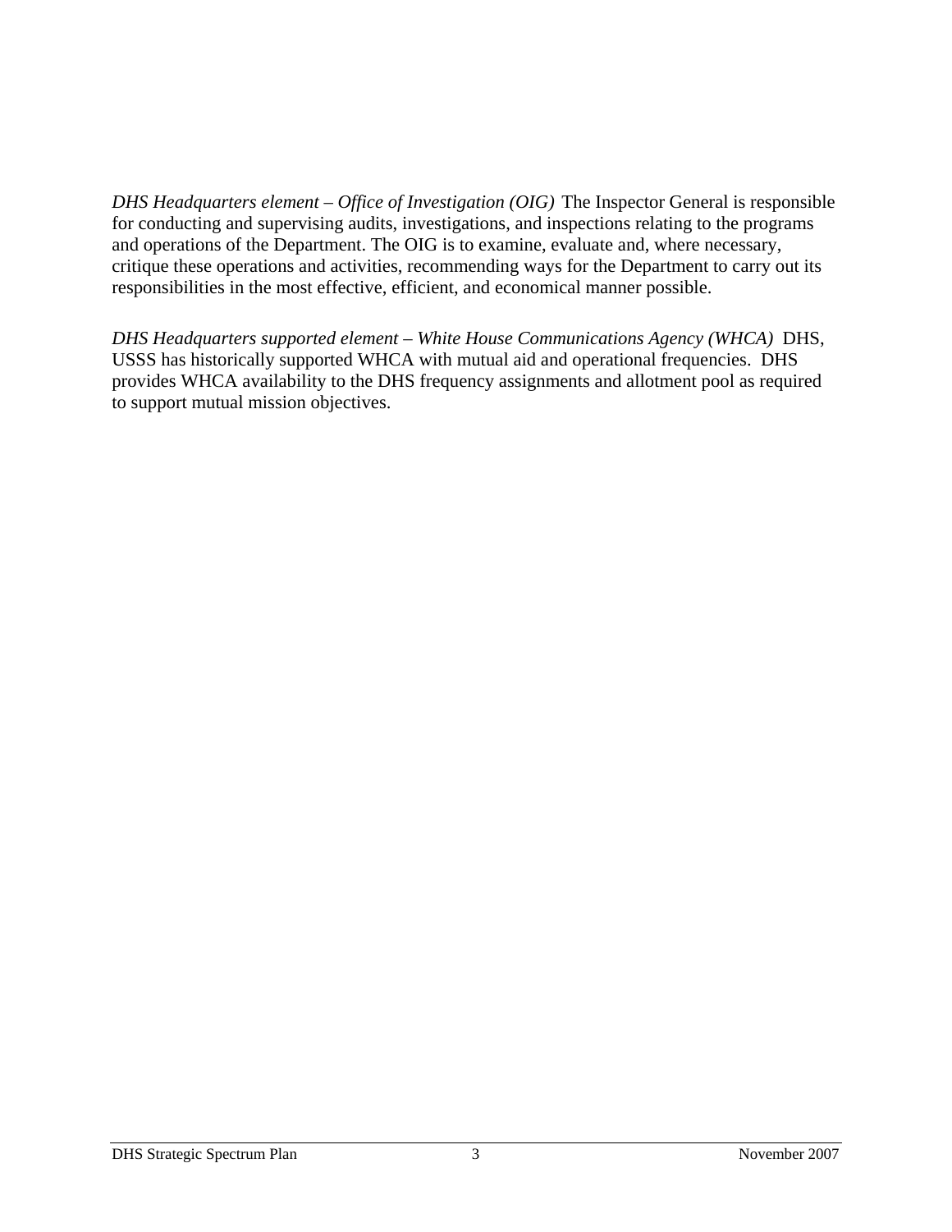*DHS Headquarters element – Office of Investigation (OIG)* The Inspector General is responsible for conducting and supervising audits, investigations, and inspections relating to the programs and operations of the Department. The OIG is to examine, evaluate and, where necessary, critique these operations and activities, recommending ways for the Department to carry out its responsibilities in the most effective, efficient, and economical manner possible.

*DHS Headquarters supported element – White House Communications Agency (WHCA)* DHS, USSS has historically supported WHCA with mutual aid and operational frequencies. DHS provides WHCA availability to the DHS frequency assignments and allotment pool as required to support mutual mission objectives.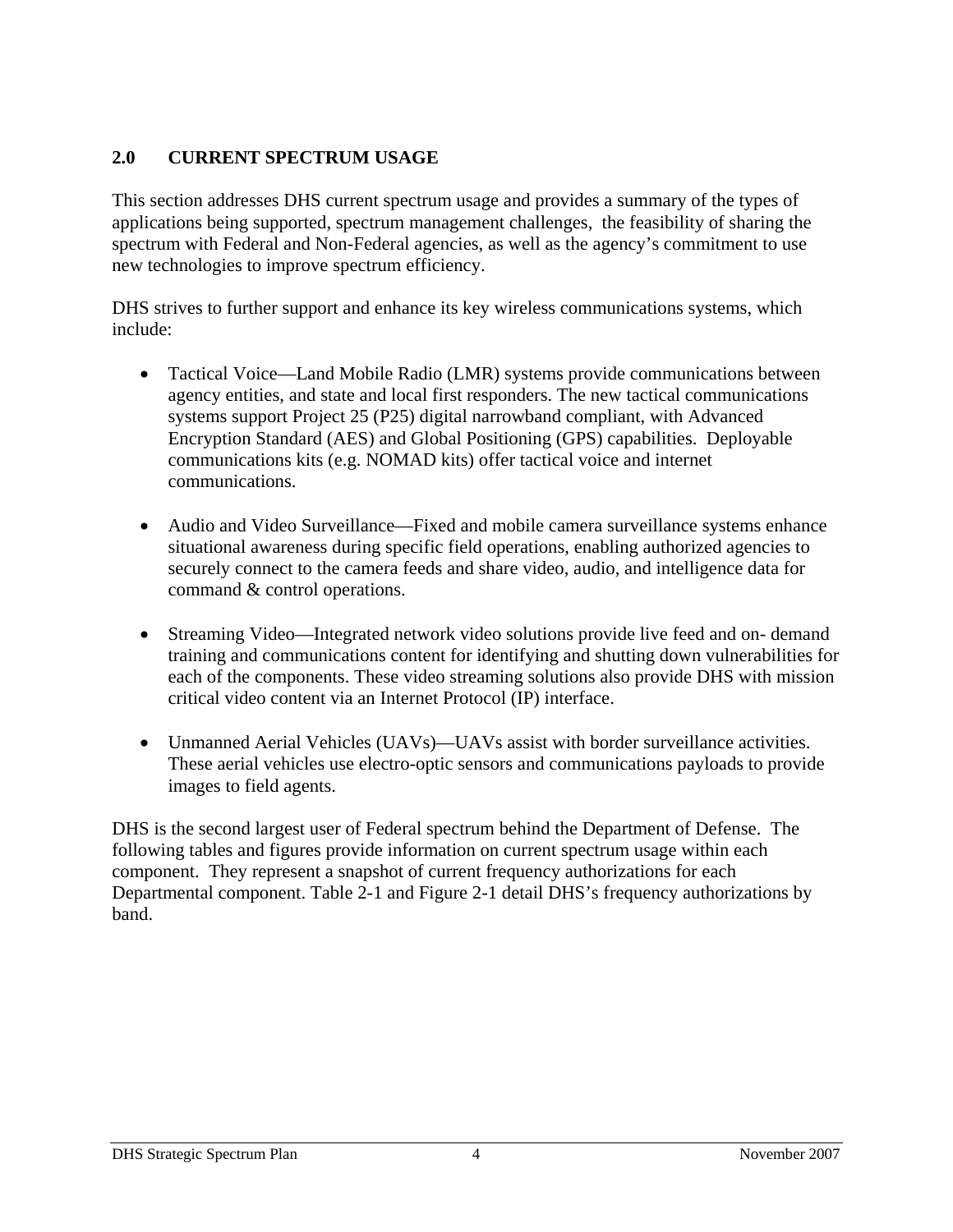## 2.0 CURRENT SPECTRUM USAGE

This section addresses DHS current spectrum usage and provides a summary of the types of applications being supported, spectrum management challenges, the feasibility of sharing the spectrum with Federal and Non-Federal agencies, as well as the agency's commitment to use new technologies to improve spectrum efficiency.

DHS strives to further support and enhance its key wireless communications systems, which include:

- Tactical Voice—Land Mobile Radio (LMR) systems provide communications between agency entities, and state and local first responders. The new tactical communications systems support Project 25 (P25) digital narrowband compliant, with Advanced Encryption Standard (AES) and Global Positioning (GPS) capabilities. Deployable communications kits (e.g. NOMAD kits) offer tactical voice and internet communications.

- Audio and Video Surveillance—Fixed and mobile camera surveillance systems enhance situational awareness during specific field operations, enabling authorized agencies to securely connect to the camera feeds and share video, audio, and intelligence data for command & control operations.

- Streaming Video—Integrated network video solutions provide live feed and on- demand training and communications content for identifying and shutting down vulnerabilities for each of the components. These video streaming solutions also provide DHS with mission critical video content via an Internet Protocol (IP) interface.

- Unmanned Aerial Vehicles (UAVs)—UAVs assist with border surveillance activities. These aerial vehicles use electro-optic sensors and communications payloads to provide images to field agents.

DHS is the second largest user of Federal spectrum behind the Department of Defense. The following tables and figures provide information on current spectrum usage within each component. They represent a snapshot of current frequency authorizations for each Departmental component. Table 2-1 and Figure 2-1 detail DHS's frequency authorizations by band.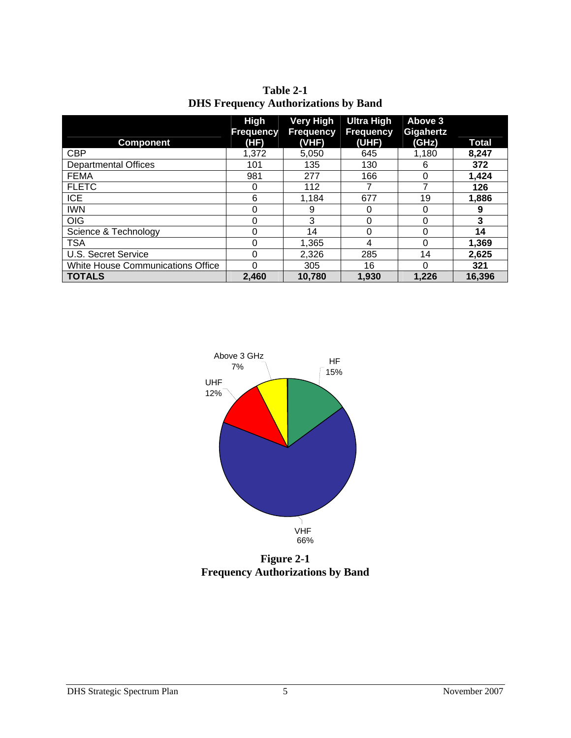**Table 2-1**
**DHS Frequency Authorizations by Band**

| Component | High Frequency (HF) | Very High Frequency (VHF) | Ultra High Frequency (UHF) | Above 3 Gigahertz (GHz) | Total |
|---|---|---|---|---|---|
| CBP | 1,372 | 5,050 | 645 | 1,180 | **8,247** |
| Departmental Offices | 101 | 135 | 130 | 6 | **372** |
| FEMA | 981 | 277 | 166 | 0 | **1,424** |
| FLETC | 0 | 112 | 7 | 7 | **126** |
| ICE | 6 | 1,184 | 677 | 19 | **1,886** |
| IWN | 0 | 9 | 0 | 0 | **9** |
| OIG | 0 | 3 | 0 | 0 | **3** |
| Science & Technology | 0 | 14 | 0 | 0 | **14** |
| TSA | 0 | 1,365 | 4 | 0 | **1,369** |
| U.S. Secret Service | 0 | 2,326 | 285 | 14 | **2,625** |
| White House Communications Office | 0 | 305 | 16 | 0 | **321** |
| **TOTALS** | **2,460** | **10,780** | **1,930** | **1,226** | **16,396** |

Above 3 GHz 7%

HF 15%

UHF 12%

VHF 66%

**Figure 2-1**
**Frequency Authorizations by Band**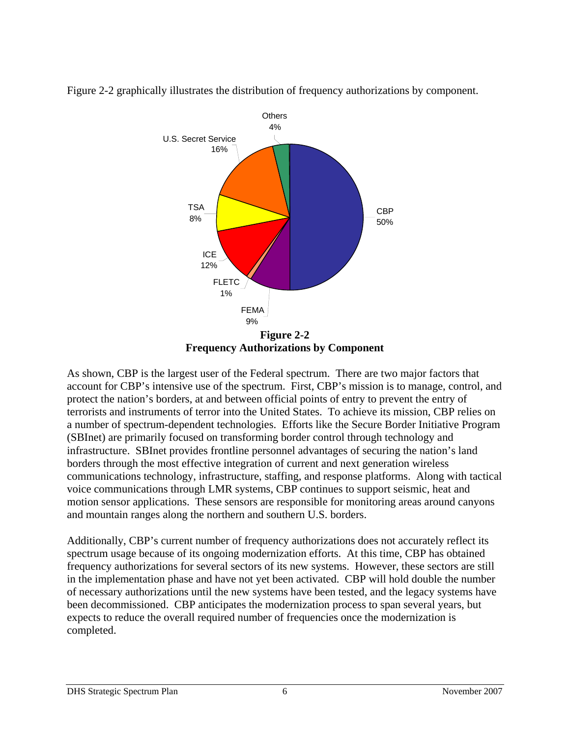Figure 2-2 graphically illustrates the distribution of frequency authorizations by component.

**Figure 2-2**
**Frequency Authorizations by Component**

As shown, CBP is the largest user of the Federal spectrum. There are two major factors that account for CBP's intensive use of the spectrum. First, CBP's mission is to manage, control, and protect the nation's borders, at and between official points of entry to prevent the entry of terrorists and instruments of terror into the United States. To achieve its mission, CBP relies on a number of spectrum-dependent technologies. Efforts like the Secure Border Initiative Program (SBInet) are primarily focused on transforming border control through technology and infrastructure. SBInet provides frontline personnel advantages of securing the nation's land borders through the most effective integration of current and next generation wireless communications technology, infrastructure, staffing, and response platforms. Along with tactical voice communications through LMR systems, CBP continues to support seismic, heat and motion sensor applications. These sensors are responsible for monitoring areas around canyons and mountain ranges along the northern and southern U.S. borders.

Additionally, CBP's current number of frequency authorizations does not accurately reflect its spectrum usage because of its ongoing modernization efforts. At this time, CBP has obtained frequency authorizations for several sectors of its new systems. However, these sectors are still in the implementation phase and have not yet been activated. CBP will hold double the number of necessary authorizations until the new systems have been tested, and the legacy systems have been decommissioned. CBP anticipates the modernization process to span several years, but expects to reduce the overall required number of frequencies once the modernization is completed.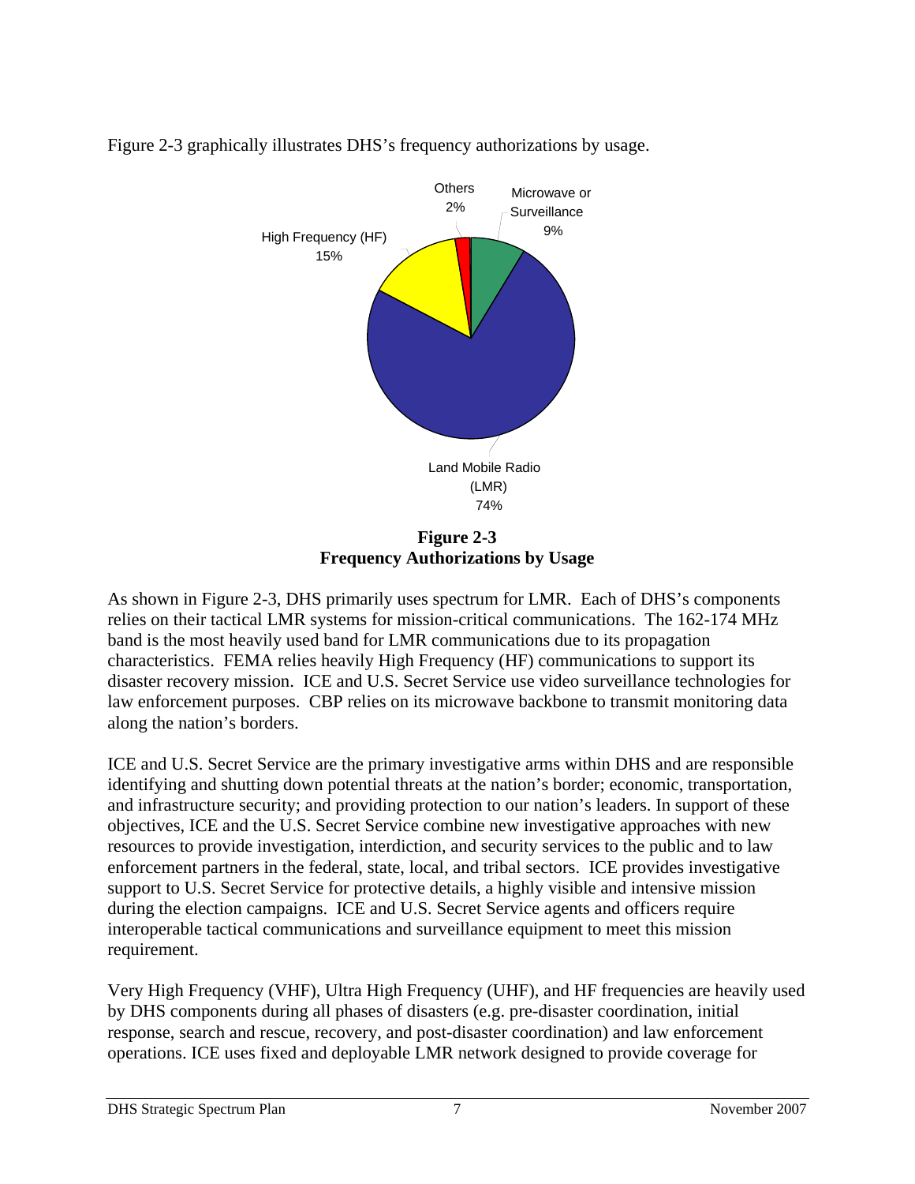Figure 2-3 graphically illustrates DHS's frequency authorizations by usage.

**Figure 2-3**
**Frequency Authorizations by Usage**

As shown in Figure 2-3, DHS primarily uses spectrum for LMR. Each of DHS's components relies on their tactical LMR systems for mission-critical communications. The 162-174 MHz band is the most heavily used band for LMR communications due to its propagation characteristics. FEMA relies heavily High Frequency (HF) communications to support its disaster recovery mission. ICE and U.S. Secret Service use video surveillance technologies for law enforcement purposes. CBP relies on its microwave backbone to transmit monitoring data along the nation's borders.

ICE and U.S. Secret Service are the primary investigative arms within DHS and are responsible identifying and shutting down potential threats at the nation's border; economic, transportation, and infrastructure security; and providing protection to our nation's leaders. In support of these objectives, ICE and the U.S. Secret Service combine new investigative approaches with new resources to provide investigation, interdiction, and security services to the public and to law enforcement partners in the federal, state, local, and tribal sectors. ICE provides investigative support to U.S. Secret Service for protective details, a highly visible and intensive mission during the election campaigns. ICE and U.S. Secret Service agents and officers require interoperable tactical communications and surveillance equipment to meet this mission requirement.

Very High Frequency (VHF), Ultra High Frequency (UHF), and HF frequencies are heavily used by DHS components during all phases of disasters (e.g. pre-disaster coordination, initial response, search and rescue, recovery, and post-disaster coordination) and law enforcement operations. ICE uses fixed and deployable LMR network designed to provide coverage for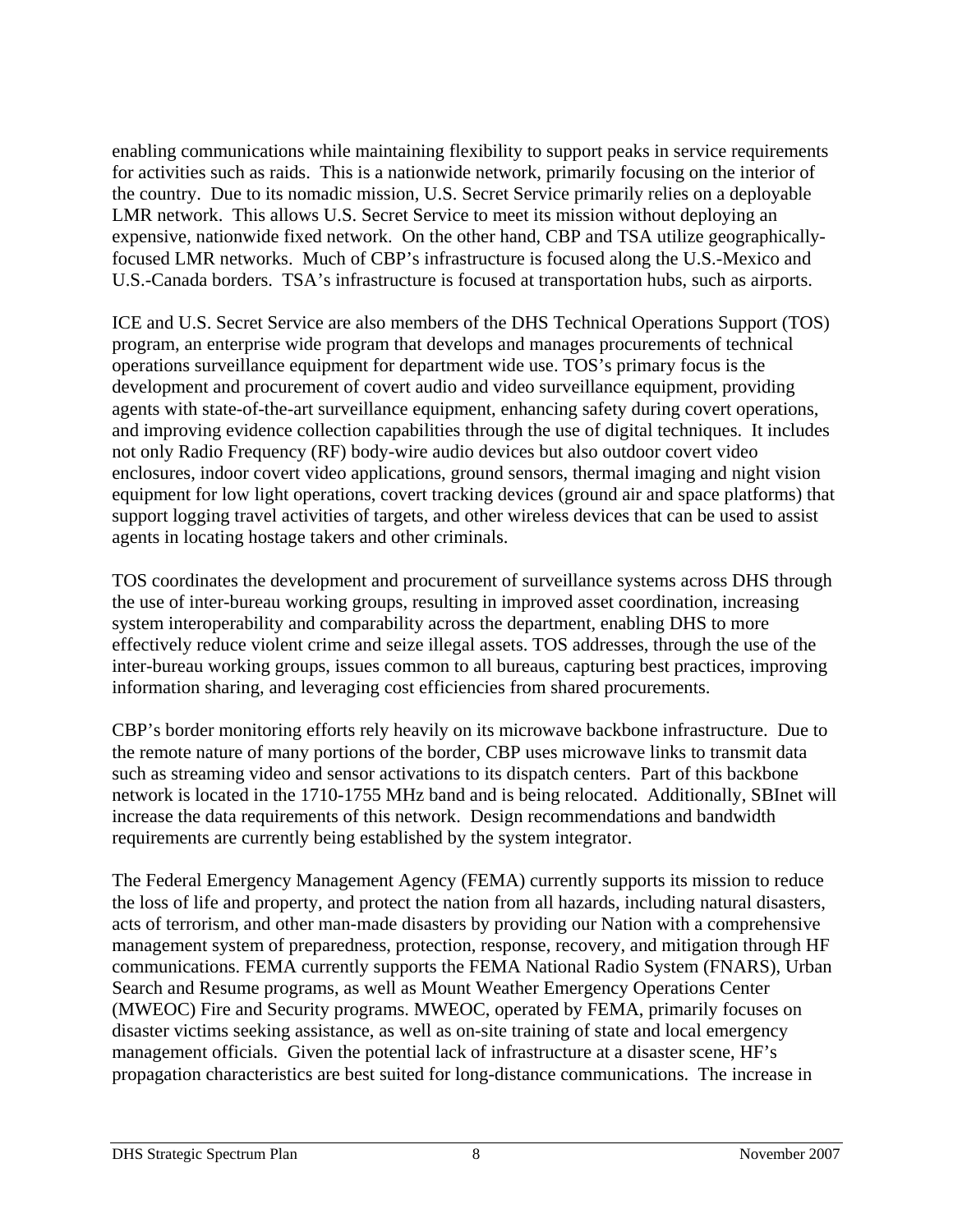enabling communications while maintaining flexibility to support peaks in service requirements for activities such as raids. This is a nationwide network, primarily focusing on the interior of the country. Due to its nomadic mission, U.S. Secret Service primarily relies on a deployable LMR network. This allows U.S. Secret Service to meet its mission without deploying an expensive, nationwide fixed network. On the other hand, CBP and TSA utilize geographically-focused LMR networks. Much of CBP's infrastructure is focused along the U.S.-Mexico and U.S.-Canada borders. TSA's infrastructure is focused at transportation hubs, such as airports.

ICE and U.S. Secret Service are also members of the DHS Technical Operations Support (TOS) program, an enterprise wide program that develops and manages procurements of technical operations surveillance equipment for department wide use. TOS's primary focus is the development and procurement of covert audio and video surveillance equipment, providing agents with state-of-the-art surveillance equipment, enhancing safety during covert operations, and improving evidence collection capabilities through the use of digital techniques. It includes not only Radio Frequency (RF) body-wire audio devices but also outdoor covert video enclosures, indoor covert video applications, ground sensors, thermal imaging and night vision equipment for low light operations, covert tracking devices (ground air and space platforms) that support logging travel activities of targets, and other wireless devices that can be used to assist agents in locating hostage takers and other criminals.

TOS coordinates the development and procurement of surveillance systems across DHS through the use of inter-bureau working groups, resulting in improved asset coordination, increasing system interoperability and comparability across the department, enabling DHS to more effectively reduce violent crime and seize illegal assets. TOS addresses, through the use of the inter-bureau working groups, issues common to all bureaus, capturing best practices, improving information sharing, and leveraging cost efficiencies from shared procurements.

CBP's border monitoring efforts rely heavily on its microwave backbone infrastructure. Due to the remote nature of many portions of the border, CBP uses microwave links to transmit data such as streaming video and sensor activations to its dispatch centers. Part of this backbone network is located in the 1710-1755 MHz band and is being relocated. Additionally, SBInet will increase the data requirements of this network. Design recommendations and bandwidth requirements are currently being established by the system integrator.

The Federal Emergency Management Agency (FEMA) currently supports its mission to reduce the loss of life and property, and protect the nation from all hazards, including natural disasters, acts of terrorism, and other man-made disasters by providing our Nation with a comprehensive management system of preparedness, protection, response, recovery, and mitigation through HF communications. FEMA currently supports the FEMA National Radio System (FNARS), Urban Search and Resume programs, as well as Mount Weather Emergency Operations Center (MWEOC) Fire and Security programs. MWEOC, operated by FEMA, primarily focuses on disaster victims seeking assistance, as well as on-site training of state and local emergency management officials. Given the potential lack of infrastructure at a disaster scene, HF's propagation characteristics are best suited for long-distance communications. The increase in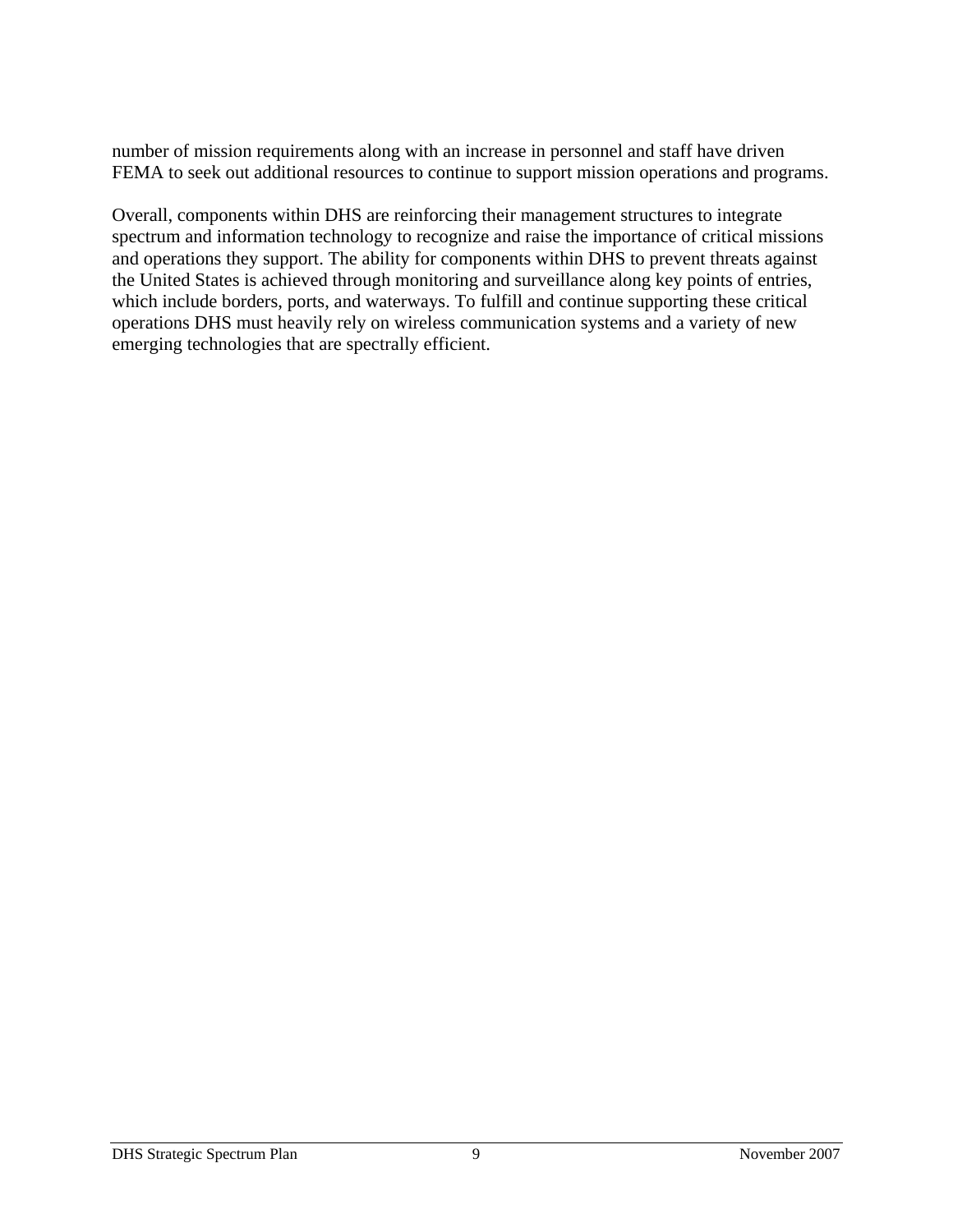number of mission requirements along with an increase in personnel and staff have driven FEMA to seek out additional resources to continue to support mission operations and programs.

Overall, components within DHS are reinforcing their management structures to integrate spectrum and information technology to recognize and raise the importance of critical missions and operations they support. The ability for components within DHS to prevent threats against the United States is achieved through monitoring and surveillance along key points of entries, which include borders, ports, and waterways. To fulfill and continue supporting these critical operations DHS must heavily rely on wireless communication systems and a variety of new emerging technologies that are spectrally efficient.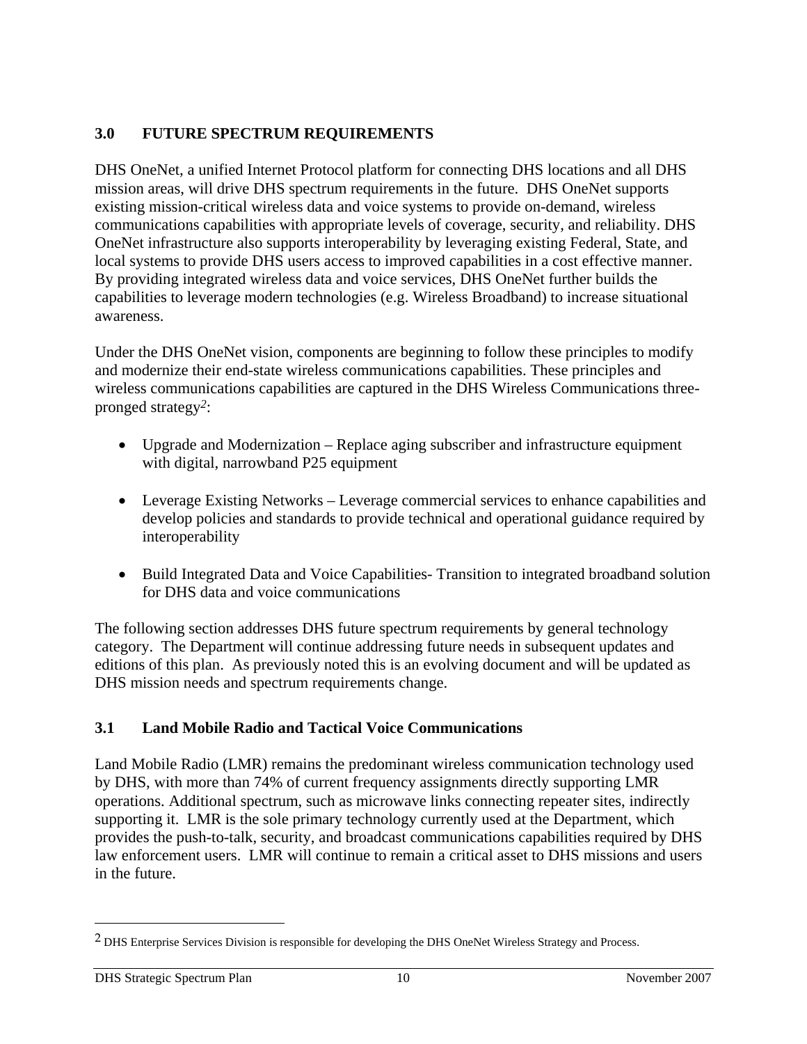## 3.0 FUTURE SPECTRUM REQUIREMENTS

DHS OneNet, a unified Internet Protocol platform for connecting DHS locations and all DHS mission areas, will drive DHS spectrum requirements in the future. DHS OneNet supports existing mission-critical wireless data and voice systems to provide on-demand, wireless communications capabilities with appropriate levels of coverage, security, and reliability. DHS OneNet infrastructure also supports interoperability by leveraging existing Federal, State, and local systems to provide DHS users access to improved capabilities in a cost effective manner. By providing integrated wireless data and voice services, DHS OneNet further builds the capabilities to leverage modern technologies (e.g. Wireless Broadband) to increase situational awareness.

Under the DHS OneNet vision, components are beginning to follow these principles to modify and modernize their end-state wireless communications capabilities. These principles and wireless communications capabilities are captured in the DHS Wireless Communications three-pronged strategy[2]:

- Upgrade and Modernization – Replace aging subscriber and infrastructure equipment with digital, narrowband P25 equipment
- Leverage Existing Networks – Leverage commercial services to enhance capabilities and develop policies and standards to provide technical and operational guidance required by interoperability
- Build Integrated Data and Voice Capabilities- Transition to integrated broadband solution for DHS data and voice communications

The following section addresses DHS future spectrum requirements by general technology category. The Department will continue addressing future needs in subsequent updates and editions of this plan. As previously noted this is an evolving document and will be updated as DHS mission needs and spectrum requirements change.

### 3.1 Land Mobile Radio and Tactical Voice Communications

Land Mobile Radio (LMR) remains the predominant wireless communication technology used by DHS, with more than 74% of current frequency assignments directly supporting LMR operations. Additional spectrum, such as microwave links connecting repeater sites, indirectly supporting it. LMR is the sole primary technology currently used at the Department, which provides the push-to-talk, security, and broadcast communications capabilities required by DHS law enforcement users. LMR will continue to remain a critical asset to DHS missions and users in the future.

---

[2] DHS Enterprise Services Division is responsible for developing the DHS OneNet Wireless Strategy and Process.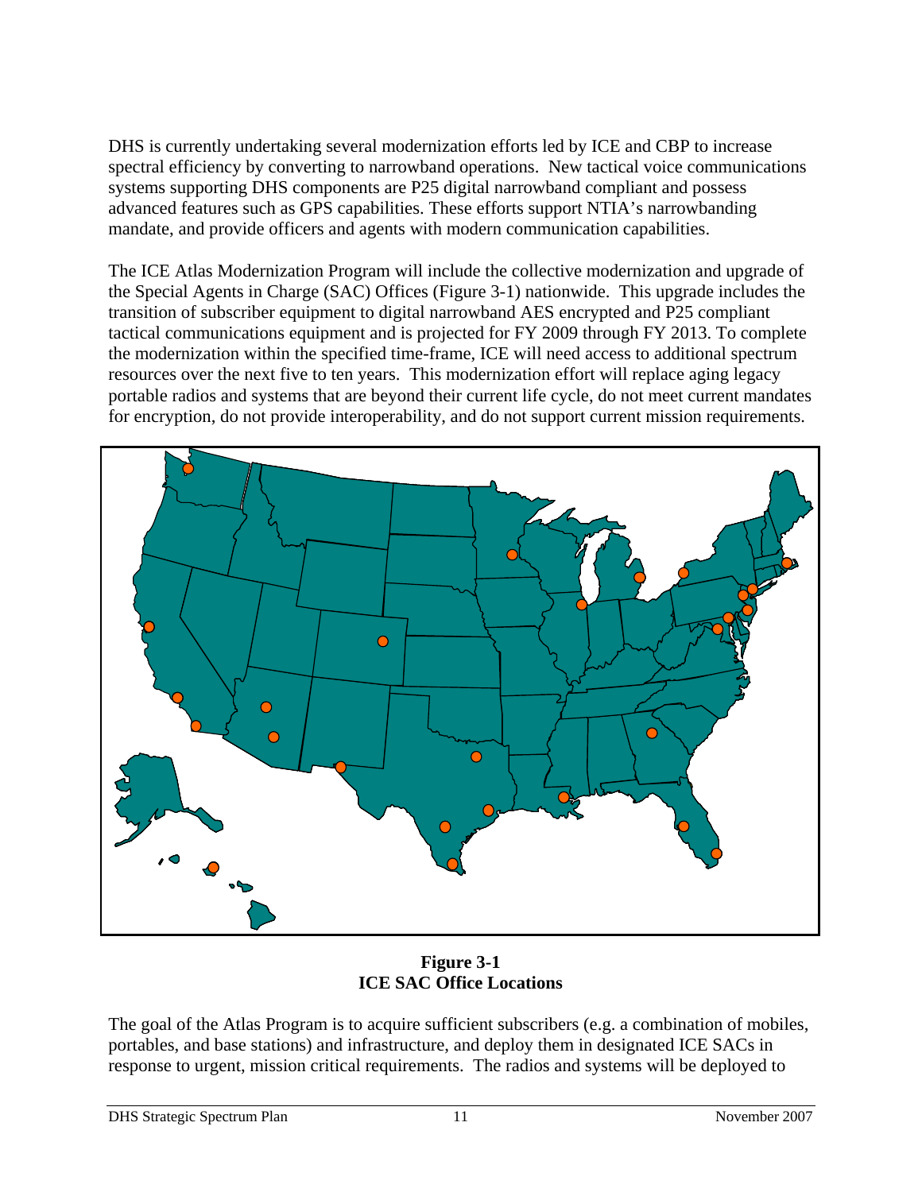DHS is currently undertaking several modernization efforts led by ICE and CBP to increase spectral efficiency by converting to narrowband operations. New tactical voice communications systems supporting DHS components are P25 digital narrowband compliant and possess advanced features such as GPS capabilities. These efforts support NTIA's narrowbanding mandate, and provide officers and agents with modern communication capabilities.

The ICE Atlas Modernization Program will include the collective modernization and upgrade of the Special Agents in Charge (SAC) Offices (Figure 3-1) nationwide. This upgrade includes the transition of subscriber equipment to digital narrowband AES encrypted and P25 compliant tactical communications equipment and is projected for FY 2009 through FY 2013. To complete the modernization within the specified time-frame, ICE will need access to additional spectrum resources over the next five to ten years. This modernization effort will replace aging legacy portable radios and systems that are beyond their current life cycle, do not meet current mandates for encryption, do not provide interoperability, and do not support current mission requirements.

**Figure 3-1**
**ICE SAC Office Locations**

The goal of the Atlas Program is to acquire sufficient subscribers (e.g. a combination of mobiles, portables, and base stations) and infrastructure, and deploy them in designated ICE SACs in response to urgent, mission critical requirements. The radios and systems will be deployed to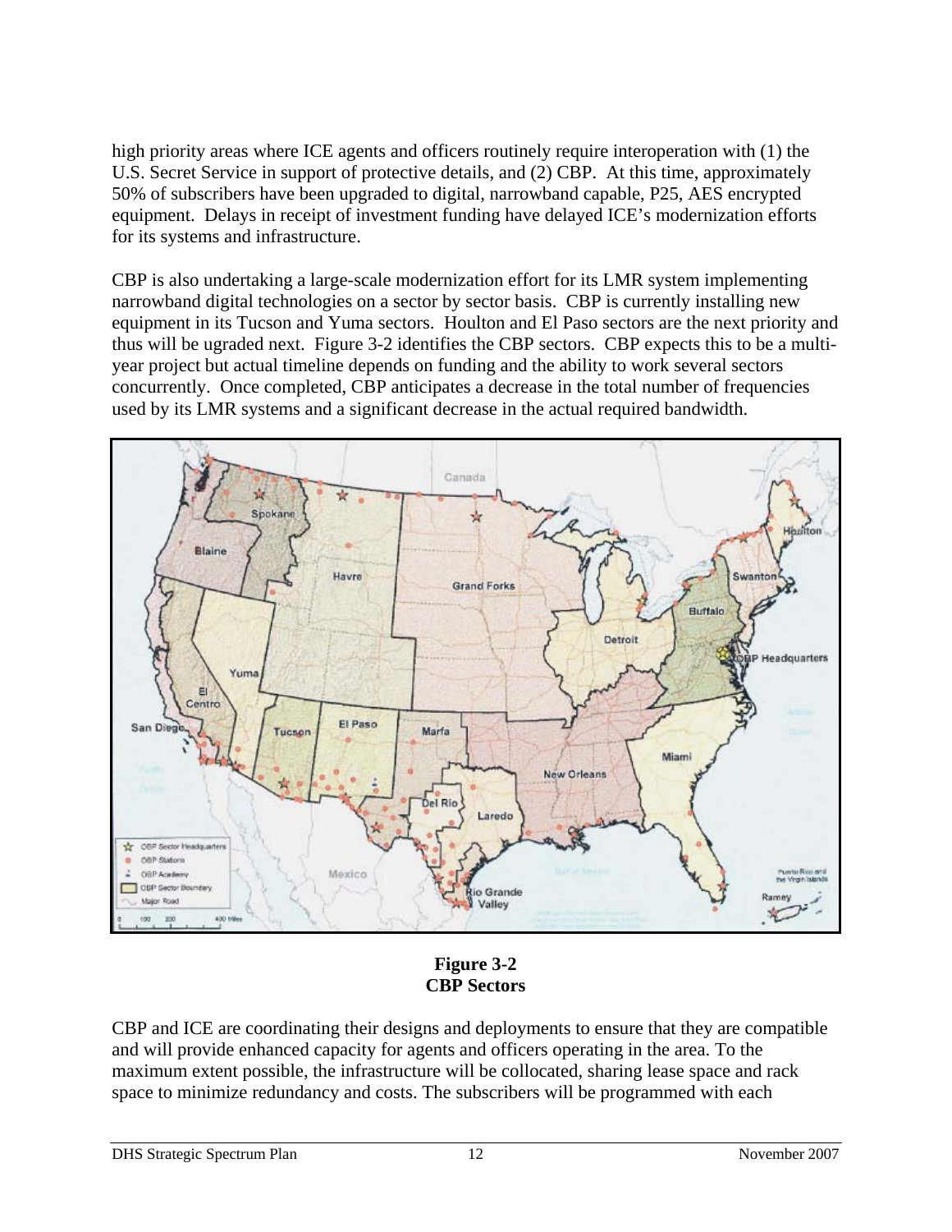high priority areas where ICE agents and officers routinely require interoperation with (1) the U.S. Secret Service in support of protective details, and (2) CBP. At this time, approximately 50% of subscribers have been upgraded to digital, narrowband capable, P25, AES encrypted equipment. Delays in receipt of investment funding have delayed ICE's modernization efforts for its systems and infrastructure.

CBP is also undertaking a large-scale modernization effort for its LMR system implementing narrowband digital technologies on a sector by sector basis. CBP is currently installing new equipment in its Tucson and Yuma sectors. Houlton and El Paso sectors are the next priority and thus will be ugraded next. Figure 3-2 identifies the CBP sectors. CBP expects this to be a multi-year project but actual timeline depends on funding and the ability to work several sectors concurrently. Once completed, CBP anticipates a decrease in the total number of frequencies used by its LMR systems and a significant decrease in the actual required bandwidth.

**Figure 3-2**
**CBP Sectors**

CBP and ICE are coordinating their designs and deployments to ensure that they are compatible and will provide enhanced capacity for agents and officers operating in the area. To the maximum extent possible, the infrastructure will be collocated, sharing lease space and rack space to minimize redundancy and costs. The subscribers will be programmed with each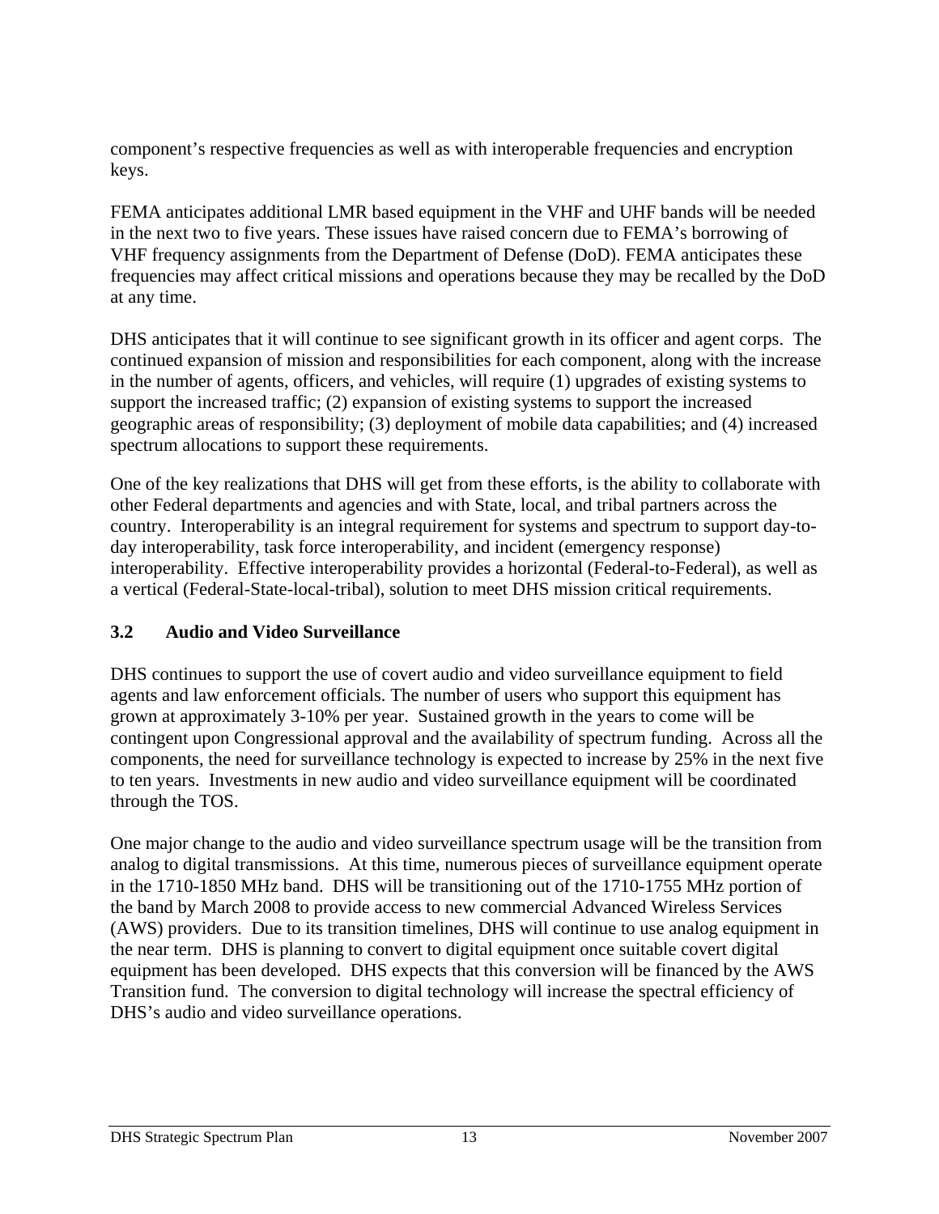component's respective frequencies as well as with interoperable frequencies and encryption keys.

FEMA anticipates additional LMR based equipment in the VHF and UHF bands will be needed in the next two to five years. These issues have raised concern due to FEMA's borrowing of VHF frequency assignments from the Department of Defense (DoD). FEMA anticipates these frequencies may affect critical missions and operations because they may be recalled by the DoD at any time.

DHS anticipates that it will continue to see significant growth in its officer and agent corps. The continued expansion of mission and responsibilities for each component, along with the increase in the number of agents, officers, and vehicles, will require (1) upgrades of existing systems to support the increased traffic; (2) expansion of existing systems to support the increased geographic areas of responsibility; (3) deployment of mobile data capabilities; and (4) increased spectrum allocations to support these requirements.

One of the key realizations that DHS will get from these efforts, is the ability to collaborate with other Federal departments and agencies and with State, local, and tribal partners across the country. Interoperability is an integral requirement for systems and spectrum to support day-to-day interoperability, task force interoperability, and incident (emergency response) interoperability. Effective interoperability provides a horizontal (Federal-to-Federal), as well as a vertical (Federal-State-local-tribal), solution to meet DHS mission critical requirements.

### 3.2 Audio and Video Surveillance

DHS continues to support the use of covert audio and video surveillance equipment to field agents and law enforcement officials. The number of users who support this equipment has grown at approximately 3-10% per year. Sustained growth in the years to come will be contingent upon Congressional approval and the availability of spectrum funding. Across all the components, the need for surveillance technology is expected to increase by 25% in the next five to ten years. Investments in new audio and video surveillance equipment will be coordinated through the TOS.

One major change to the audio and video surveillance spectrum usage will be the transition from analog to digital transmissions. At this time, numerous pieces of surveillance equipment operate in the 1710-1850 MHz band. DHS will be transitioning out of the 1710-1755 MHz portion of the band by March 2008 to provide access to new commercial Advanced Wireless Services (AWS) providers. Due to its transition timelines, DHS will continue to use analog equipment in the near term. DHS is planning to convert to digital equipment once suitable covert digital equipment has been developed. DHS expects that this conversion will be financed by the AWS Transition fund. The conversion to digital technology will increase the spectral efficiency of DHS's audio and video surveillance operations.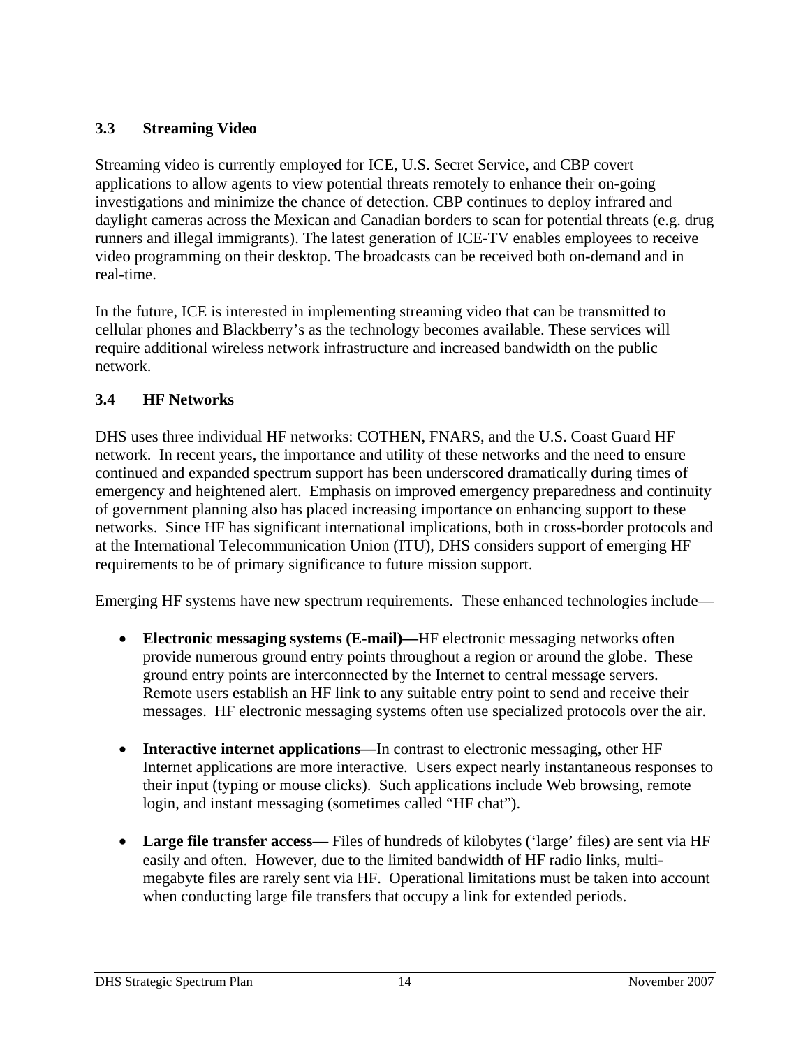### 3.3 Streaming Video

Streaming video is currently employed for ICE, U.S. Secret Service, and CBP covert applications to allow agents to view potential threats remotely to enhance their on-going investigations and minimize the chance of detection. CBP continues to deploy infrared and daylight cameras across the Mexican and Canadian borders to scan for potential threats (e.g. drug runners and illegal immigrants). The latest generation of ICE-TV enables employees to receive video programming on their desktop. The broadcasts can be received both on-demand and in real-time.

In the future, ICE is interested in implementing streaming video that can be transmitted to cellular phones and Blackberry's as the technology becomes available. These services will require additional wireless network infrastructure and increased bandwidth on the public network.

### 3.4 HF Networks

DHS uses three individual HF networks: COTHEN, FNARS, and the U.S. Coast Guard HF network. In recent years, the importance and utility of these networks and the need to ensure continued and expanded spectrum support has been underscored dramatically during times of emergency and heightened alert. Emphasis on improved emergency preparedness and continuity of government planning also has placed increasing importance on enhancing support to these networks. Since HF has significant international implications, both in cross-border protocols and at the International Telecommunication Union (ITU), DHS considers support of emerging HF requirements to be of primary significance to future mission support.

Emerging HF systems have new spectrum requirements. These enhanced technologies include—

- **Electronic messaging systems (E-mail)—**HF electronic messaging networks often provide numerous ground entry points throughout a region or around the globe. These ground entry points are interconnected by the Internet to central message servers. Remote users establish an HF link to any suitable entry point to send and receive their messages. HF electronic messaging systems often use specialized protocols over the air.

- **Interactive internet applications—**In contrast to electronic messaging, other HF Internet applications are more interactive. Users expect nearly instantaneous responses to their input (typing or mouse clicks). Such applications include Web browsing, remote login, and instant messaging (sometimes called "HF chat").

- **Large file transfer access—** Files of hundreds of kilobytes ('large' files) are sent via HF easily and often. However, due to the limited bandwidth of HF radio links, multi-megabyte files are rarely sent via HF. Operational limitations must be taken into account when conducting large file transfers that occupy a link for extended periods.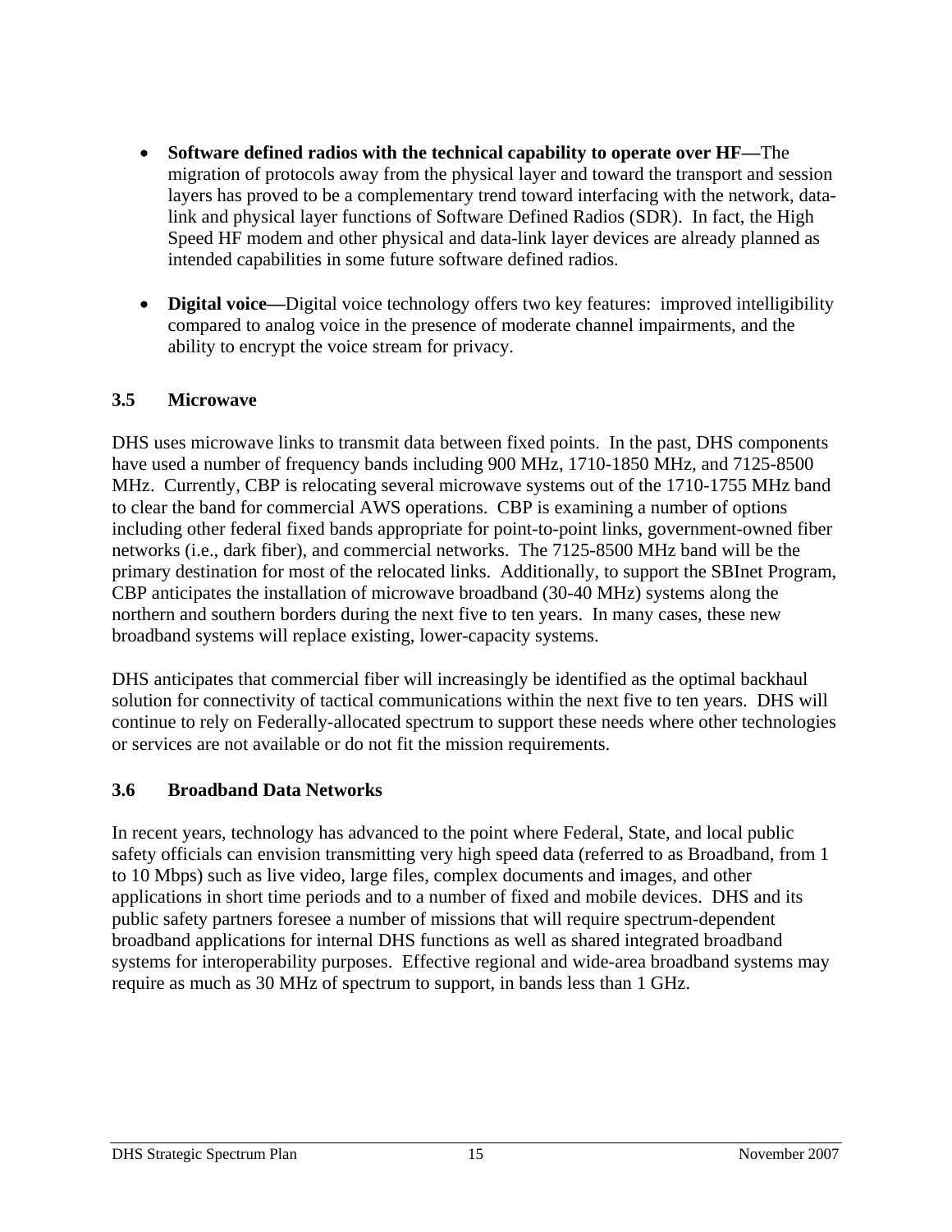- **Software defined radios with the technical capability to operate over HF—**The migration of protocols away from the physical layer and toward the transport and session layers has proved to be a complementary trend toward interfacing with the network, data-link and physical layer functions of Software Defined Radios (SDR). In fact, the High Speed HF modem and other physical and data-link layer devices are already planned as intended capabilities in some future software defined radios.

- **Digital voice—**Digital voice technology offers two key features: improved intelligibility compared to analog voice in the presence of moderate channel impairments, and the ability to encrypt the voice stream for privacy.

### 3.5 Microwave

DHS uses microwave links to transmit data between fixed points. In the past, DHS components have used a number of frequency bands including 900 MHz, 1710-1850 MHz, and 7125-8500 MHz. Currently, CBP is relocating several microwave systems out of the 1710-1755 MHz band to clear the band for commercial AWS operations. CBP is examining a number of options including other federal fixed bands appropriate for point-to-point links, government-owned fiber networks (i.e., dark fiber), and commercial networks. The 7125-8500 MHz band will be the primary destination for most of the relocated links. Additionally, to support the SBInet Program, CBP anticipates the installation of microwave broadband (30-40 MHz) systems along the northern and southern borders during the next five to ten years. In many cases, these new broadband systems will replace existing, lower-capacity systems.

DHS anticipates that commercial fiber will increasingly be identified as the optimal backhaul solution for connectivity of tactical communications within the next five to ten years. DHS will continue to rely on Federally-allocated spectrum to support these needs where other technologies or services are not available or do not fit the mission requirements.

### 3.6 Broadband Data Networks

In recent years, technology has advanced to the point where Federal, State, and local public safety officials can envision transmitting very high speed data (referred to as Broadband, from 1 to 10 Mbps) such as live video, large files, complex documents and images, and other applications in short time periods and to a number of fixed and mobile devices. DHS and its public safety partners foresee a number of missions that will require spectrum-dependent broadband applications for internal DHS functions as well as shared integrated broadband systems for interoperability purposes. Effective regional and wide-area broadband systems may require as much as 30 MHz of spectrum to support, in bands less than 1 GHz.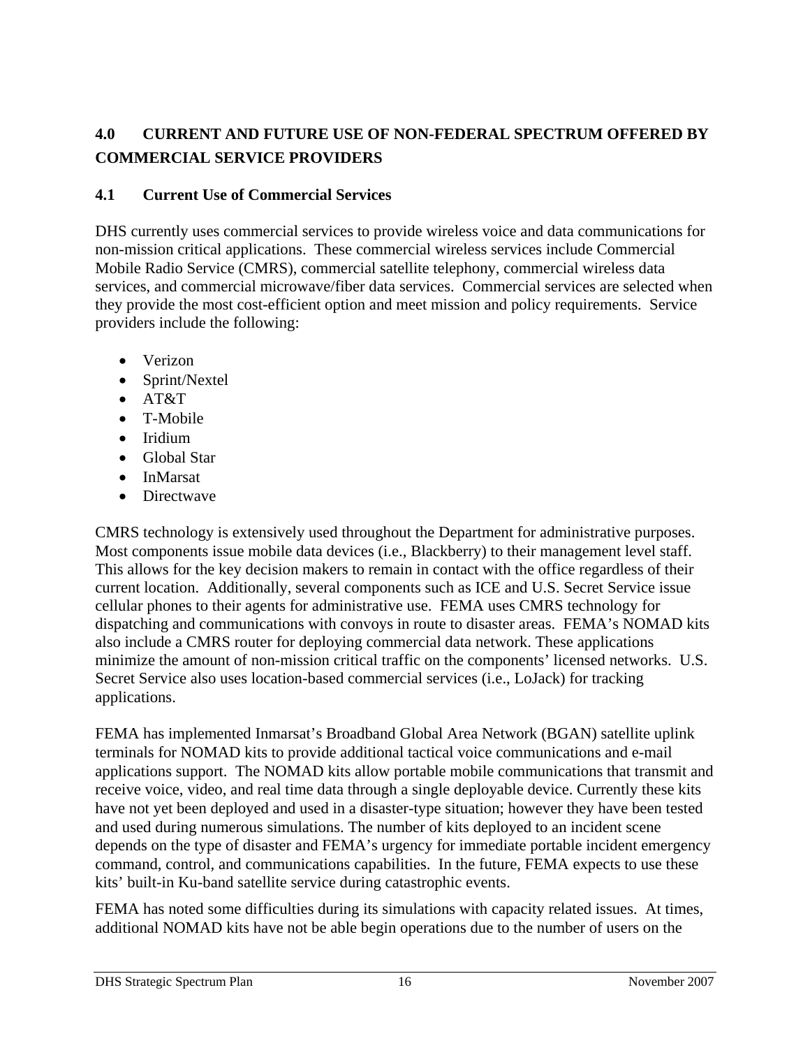## 4.0 CURRENT AND FUTURE USE OF NON-FEDERAL SPECTRUM OFFERED BY COMMERCIAL SERVICE PROVIDERS

### 4.1 Current Use of Commercial Services

DHS currently uses commercial services to provide wireless voice and data communications for non-mission critical applications. These commercial wireless services include Commercial Mobile Radio Service (CMRS), commercial satellite telephony, commercial wireless data services, and commercial microwave/fiber data services. Commercial services are selected when they provide the most cost-efficient option and meet mission and policy requirements. Service providers include the following:

- Verizon
- Sprint/Nextel
- AT&T
- T-Mobile
- Iridium
- Global Star
- InMarsat
- Directwave

CMRS technology is extensively used throughout the Department for administrative purposes. Most components issue mobile data devices (i.e., Blackberry) to their management level staff. This allows for the key decision makers to remain in contact with the office regardless of their current location. Additionally, several components such as ICE and U.S. Secret Service issue cellular phones to their agents for administrative use. FEMA uses CMRS technology for dispatching and communications with convoys in route to disaster areas. FEMA's NOMAD kits also include a CMRS router for deploying commercial data network. These applications minimize the amount of non-mission critical traffic on the components' licensed networks. U.S. Secret Service also uses location-based commercial services (i.e., LoJack) for tracking applications.

FEMA has implemented Inmarsat's Broadband Global Area Network (BGAN) satellite uplink terminals for NOMAD kits to provide additional tactical voice communications and e-mail applications support. The NOMAD kits allow portable mobile communications that transmit and receive voice, video, and real time data through a single deployable device. Currently these kits have not yet been deployed and used in a disaster-type situation; however they have been tested and used during numerous simulations. The number of kits deployed to an incident scene depends on the type of disaster and FEMA's urgency for immediate portable incident emergency command, control, and communications capabilities. In the future, FEMA expects to use these kits' built-in Ku-band satellite service during catastrophic events.

FEMA has noted some difficulties during its simulations with capacity related issues. At times, additional NOMAD kits have not be able begin operations due to the number of users on the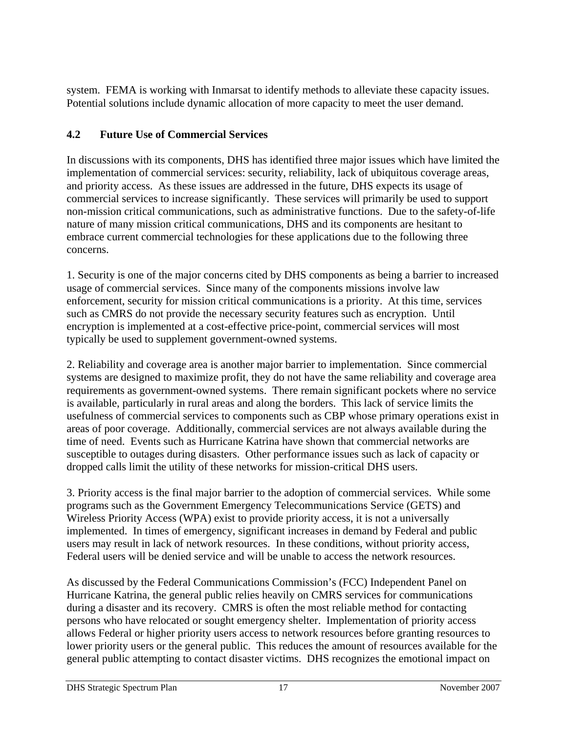system. FEMA is working with Inmarsat to identify methods to alleviate these capacity issues. Potential solutions include dynamic allocation of more capacity to meet the user demand.

### 4.2 Future Use of Commercial Services

In discussions with its components, DHS has identified three major issues which have limited the implementation of commercial services: security, reliability, lack of ubiquitous coverage areas, and priority access. As these issues are addressed in the future, DHS expects its usage of commercial services to increase significantly. These services will primarily be used to support non-mission critical communications, such as administrative functions. Due to the safety-of-life nature of many mission critical communications, DHS and its components are hesitant to embrace current commercial technologies for these applications due to the following three concerns.

1. Security is one of the major concerns cited by DHS components as being a barrier to increased usage of commercial services. Since many of the components missions involve law enforcement, security for mission critical communications is a priority. At this time, services such as CMRS do not provide the necessary security features such as encryption. Until encryption is implemented at a cost-effective price-point, commercial services will most typically be used to supplement government-owned systems.

2. Reliability and coverage area is another major barrier to implementation. Since commercial systems are designed to maximize profit, they do not have the same reliability and coverage area requirements as government-owned systems. There remain significant pockets where no service is available, particularly in rural areas and along the borders. This lack of service limits the usefulness of commercial services to components such as CBP whose primary operations exist in areas of poor coverage. Additionally, commercial services are not always available during the time of need. Events such as Hurricane Katrina have shown that commercial networks are susceptible to outages during disasters. Other performance issues such as lack of capacity or dropped calls limit the utility of these networks for mission-critical DHS users.

3. Priority access is the final major barrier to the adoption of commercial services. While some programs such as the Government Emergency Telecommunications Service (GETS) and Wireless Priority Access (WPA) exist to provide priority access, it is not a universally implemented. In times of emergency, significant increases in demand by Federal and public users may result in lack of network resources. In these conditions, without priority access, Federal users will be denied service and will be unable to access the network resources.

As discussed by the Federal Communications Commission's (FCC) Independent Panel on Hurricane Katrina, the general public relies heavily on CMRS services for communications during a disaster and its recovery. CMRS is often the most reliable method for contacting persons who have relocated or sought emergency shelter. Implementation of priority access allows Federal or higher priority users access to network resources before granting resources to lower priority users or the general public. This reduces the amount of resources available for the general public attempting to contact disaster victims. DHS recognizes the emotional impact on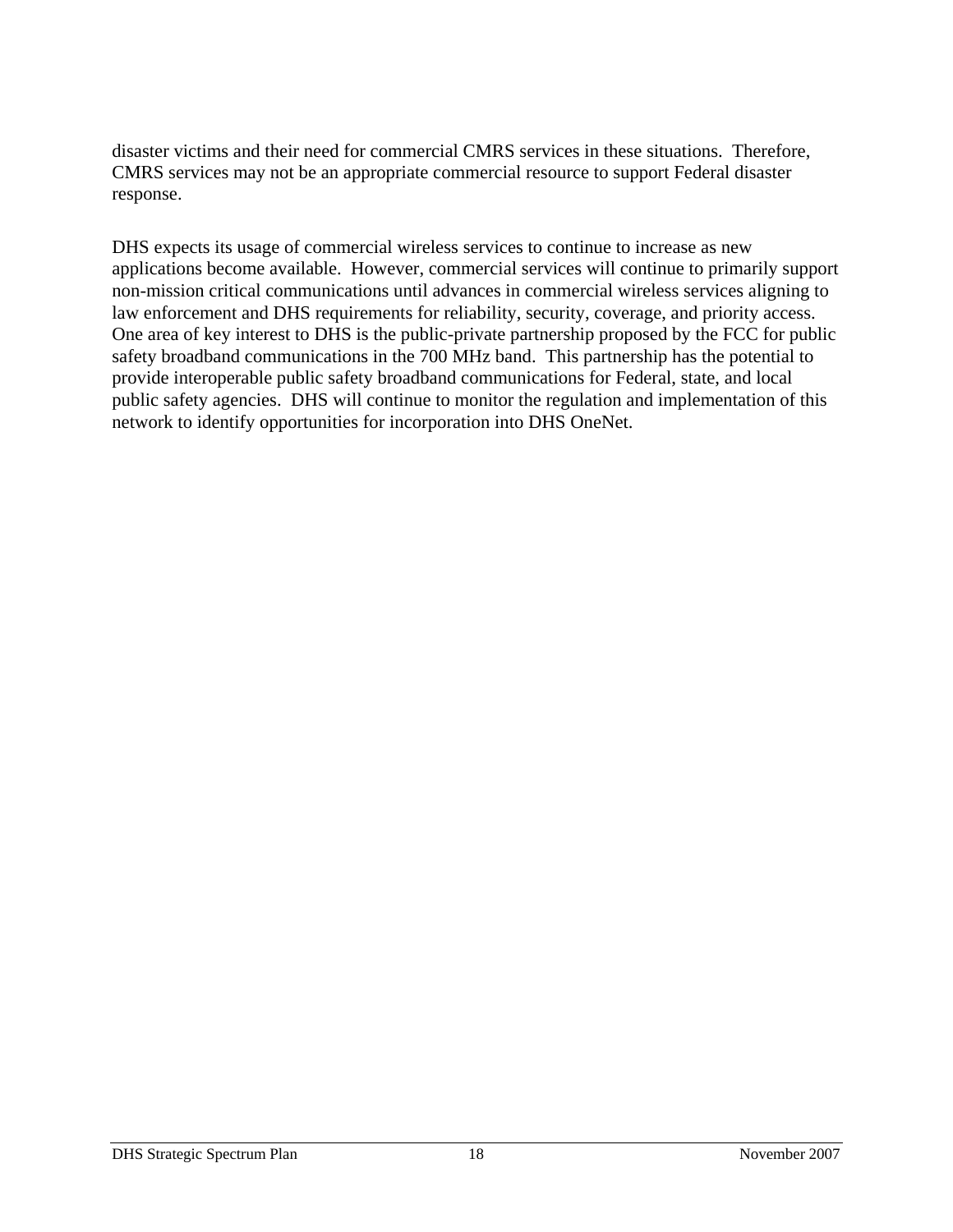disaster victims and their need for commercial CMRS services in these situations. Therefore, CMRS services may not be an appropriate commercial resource to support Federal disaster response.

DHS expects its usage of commercial wireless services to continue to increase as new applications become available. However, commercial services will continue to primarily support non-mission critical communications until advances in commercial wireless services aligning to law enforcement and DHS requirements for reliability, security, coverage, and priority access. One area of key interest to DHS is the public-private partnership proposed by the FCC for public safety broadband communications in the 700 MHz band. This partnership has the potential to provide interoperable public safety broadband communications for Federal, state, and local public safety agencies. DHS will continue to monitor the regulation and implementation of this network to identify opportunities for incorporation into DHS OneNet.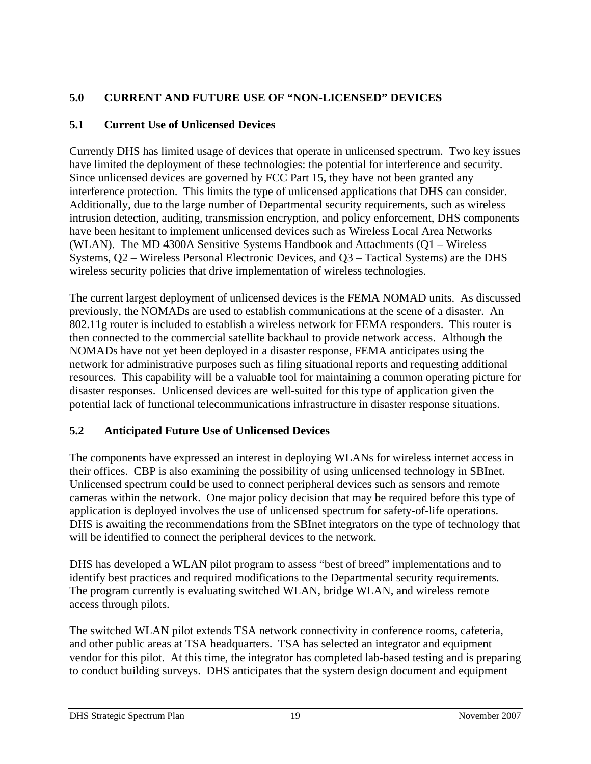## 5.0 CURRENT AND FUTURE USE OF "NON-LICENSED" DEVICES

### 5.1 Current Use of Unlicensed Devices

Currently DHS has limited usage of devices that operate in unlicensed spectrum. Two key issues have limited the deployment of these technologies: the potential for interference and security. Since unlicensed devices are governed by FCC Part 15, they have not been granted any interference protection. This limits the type of unlicensed applications that DHS can consider. Additionally, due to the large number of Departmental security requirements, such as wireless intrusion detection, auditing, transmission encryption, and policy enforcement, DHS components have been hesitant to implement unlicensed devices such as Wireless Local Area Networks (WLAN). The MD 4300A Sensitive Systems Handbook and Attachments (Q1 – Wireless Systems, Q2 – Wireless Personal Electronic Devices, and Q3 – Tactical Systems) are the DHS wireless security policies that drive implementation of wireless technologies.

The current largest deployment of unlicensed devices is the FEMA NOMAD units. As discussed previously, the NOMADs are used to establish communications at the scene of a disaster. An 802.11g router is included to establish a wireless network for FEMA responders. This router is then connected to the commercial satellite backhaul to provide network access. Although the NOMADs have not yet been deployed in a disaster response, FEMA anticipates using the network for administrative purposes such as filing situational reports and requesting additional resources. This capability will be a valuable tool for maintaining a common operating picture for disaster responses. Unlicensed devices are well-suited for this type of application given the potential lack of functional telecommunications infrastructure in disaster response situations.

### 5.2 Anticipated Future Use of Unlicensed Devices

The components have expressed an interest in deploying WLANs for wireless internet access in their offices. CBP is also examining the possibility of using unlicensed technology in SBInet. Unlicensed spectrum could be used to connect peripheral devices such as sensors and remote cameras within the network. One major policy decision that may be required before this type of application is deployed involves the use of unlicensed spectrum for safety-of-life operations. DHS is awaiting the recommendations from the SBInet integrators on the type of technology that will be identified to connect the peripheral devices to the network.

DHS has developed a WLAN pilot program to assess "best of breed" implementations and to identify best practices and required modifications to the Departmental security requirements. The program currently is evaluating switched WLAN, bridge WLAN, and wireless remote access through pilots.

The switched WLAN pilot extends TSA network connectivity in conference rooms, cafeteria, and other public areas at TSA headquarters. TSA has selected an integrator and equipment vendor for this pilot. At this time, the integrator has completed lab-based testing and is preparing to conduct building surveys. DHS anticipates that the system design document and equipment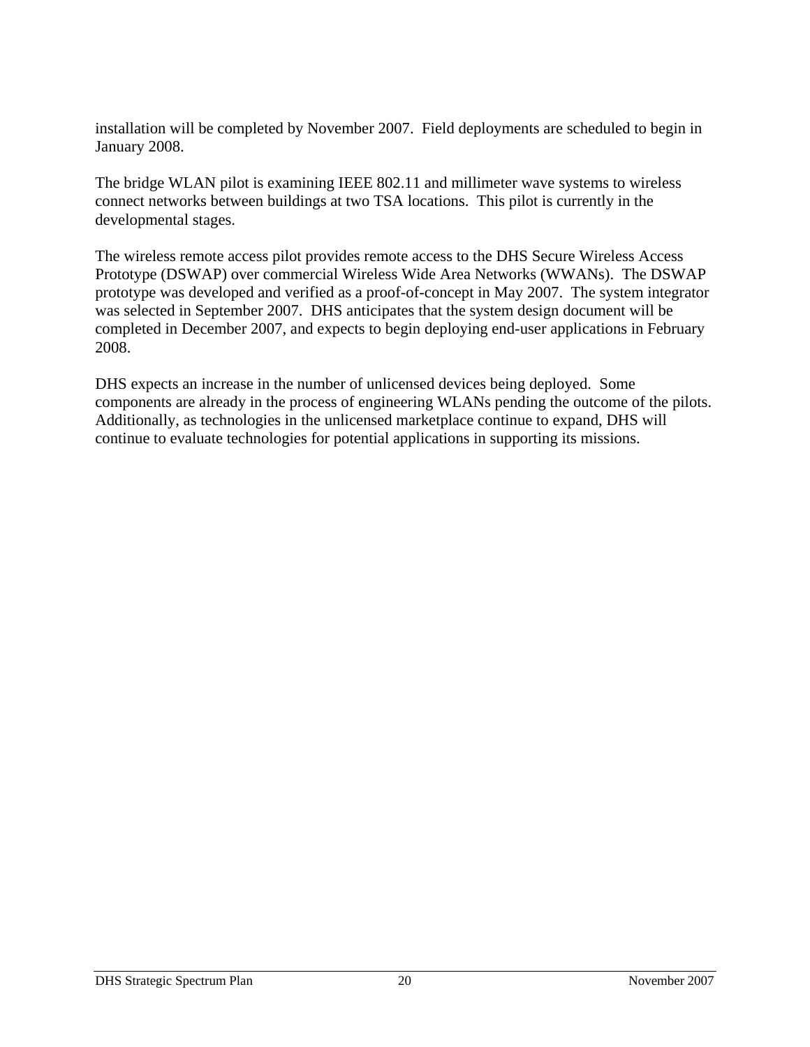installation will be completed by November 2007. Field deployments are scheduled to begin in January 2008.

The bridge WLAN pilot is examining IEEE 802.11 and millimeter wave systems to wireless connect networks between buildings at two TSA locations. This pilot is currently in the developmental stages.

The wireless remote access pilot provides remote access to the DHS Secure Wireless Access Prototype (DSWAP) over commercial Wireless Wide Area Networks (WWANs). The DSWAP prototype was developed and verified as a proof-of-concept in May 2007. The system integrator was selected in September 2007. DHS anticipates that the system design document will be completed in December 2007, and expects to begin deploying end-user applications in February 2008.

DHS expects an increase in the number of unlicensed devices being deployed. Some components are already in the process of engineering WLANs pending the outcome of the pilots. Additionally, as technologies in the unlicensed marketplace continue to expand, DHS will continue to evaluate technologies for potential applications in supporting its missions.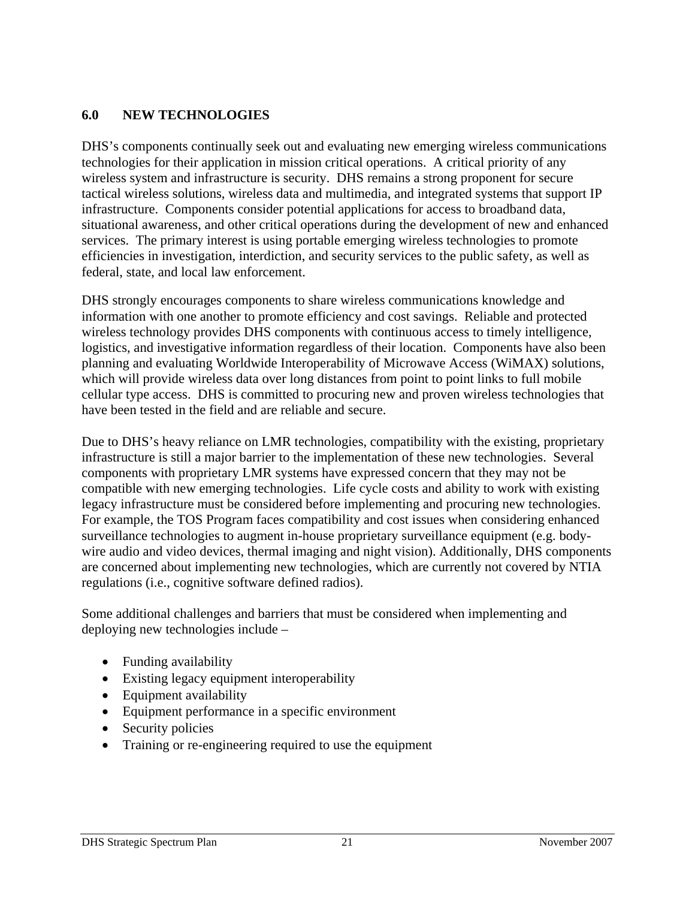## 6.0 NEW TECHNOLOGIES

DHS's components continually seek out and evaluating new emerging wireless communications technologies for their application in mission critical operations. A critical priority of any wireless system and infrastructure is security. DHS remains a strong proponent for secure tactical wireless solutions, wireless data and multimedia, and integrated systems that support IP infrastructure. Components consider potential applications for access to broadband data, situational awareness, and other critical operations during the development of new and enhanced services. The primary interest is using portable emerging wireless technologies to promote efficiencies in investigation, interdiction, and security services to the public safety, as well as federal, state, and local law enforcement.

DHS strongly encourages components to share wireless communications knowledge and information with one another to promote efficiency and cost savings. Reliable and protected wireless technology provides DHS components with continuous access to timely intelligence, logistics, and investigative information regardless of their location. Components have also been planning and evaluating Worldwide Interoperability of Microwave Access (WiMAX) solutions, which will provide wireless data over long distances from point to point links to full mobile cellular type access. DHS is committed to procuring new and proven wireless technologies that have been tested in the field and are reliable and secure.

Due to DHS's heavy reliance on LMR technologies, compatibility with the existing, proprietary infrastructure is still a major barrier to the implementation of these new technologies. Several components with proprietary LMR systems have expressed concern that they may not be compatible with new emerging technologies. Life cycle costs and ability to work with existing legacy infrastructure must be considered before implementing and procuring new technologies. For example, the TOS Program faces compatibility and cost issues when considering enhanced surveillance technologies to augment in-house proprietary surveillance equipment (e.g. body-wire audio and video devices, thermal imaging and night vision). Additionally, DHS components are concerned about implementing new technologies, which are currently not covered by NTIA regulations (i.e., cognitive software defined radios).

Some additional challenges and barriers that must be considered when implementing and deploying new technologies include –

- Funding availability
- Existing legacy equipment interoperability
- Equipment availability
- Equipment performance in a specific environment
- Security policies
- Training or re-engineering required to use the equipment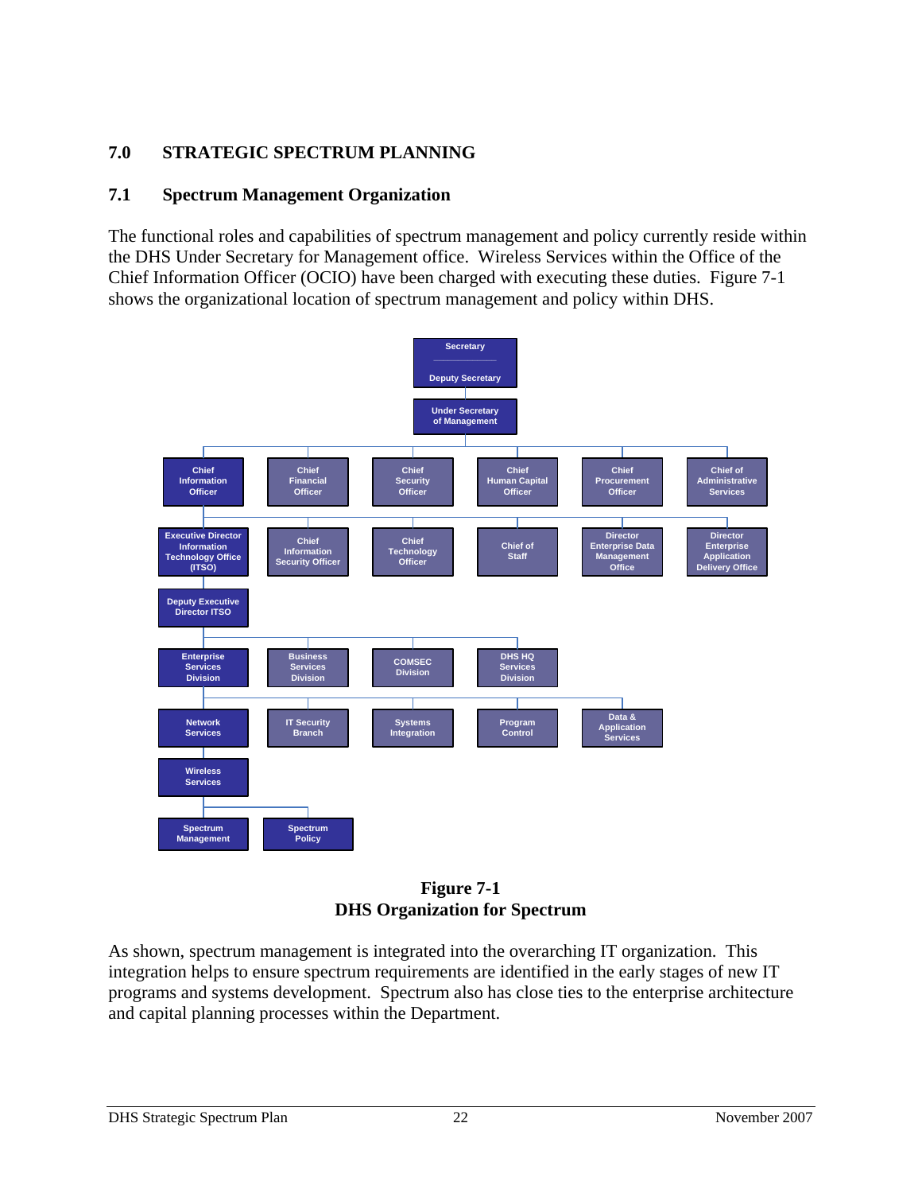## 7.0 STRATEGIC SPECTRUM PLANNING

### 7.1 Spectrum Management Organization

The functional roles and capabilities of spectrum management and policy currently reside within the DHS Under Secretary for Management office. Wireless Services within the Office of the Chief Information Officer (OCIO) have been charged with executing these duties. Figure 7-1 shows the organizational location of spectrum management and policy within DHS.

- Secretary / Deputy Secretary
  - Under Secretary of Management
    - Chief Information Officer
    - Chief Financial Officer
    - Chief Security Officer
    - Chief Human Capital Officer
    - Chief Procurement Officer
    - Chief of Administrative Services
      - Executive Director Information Technology Office (ITSO)
      - Chief Information Security Officer
      - Chief Technology Officer
      - Chief of Staff
      - Director Enterprise Data Management Office
      - Director Enterprise Application Delivery Office
        - Deputy Executive Director ITSO
          - Enterprise Services Division
          - Business Services Division
          - COMSEC Division
          - DHS HQ Services Division
            - Network Services
            - IT Security Branch
            - Systems Integration
            - Program Control
            - Data & Application Services
              - Wireless Services
                - Spectrum Management
                - Spectrum Policy

**Figure 7-1**
**DHS Organization for Spectrum**

As shown, spectrum management is integrated into the overarching IT organization. This integration helps to ensure spectrum requirements are identified in the early stages of new IT programs and systems development. Spectrum also has close ties to the enterprise architecture and capital planning processes within the Department.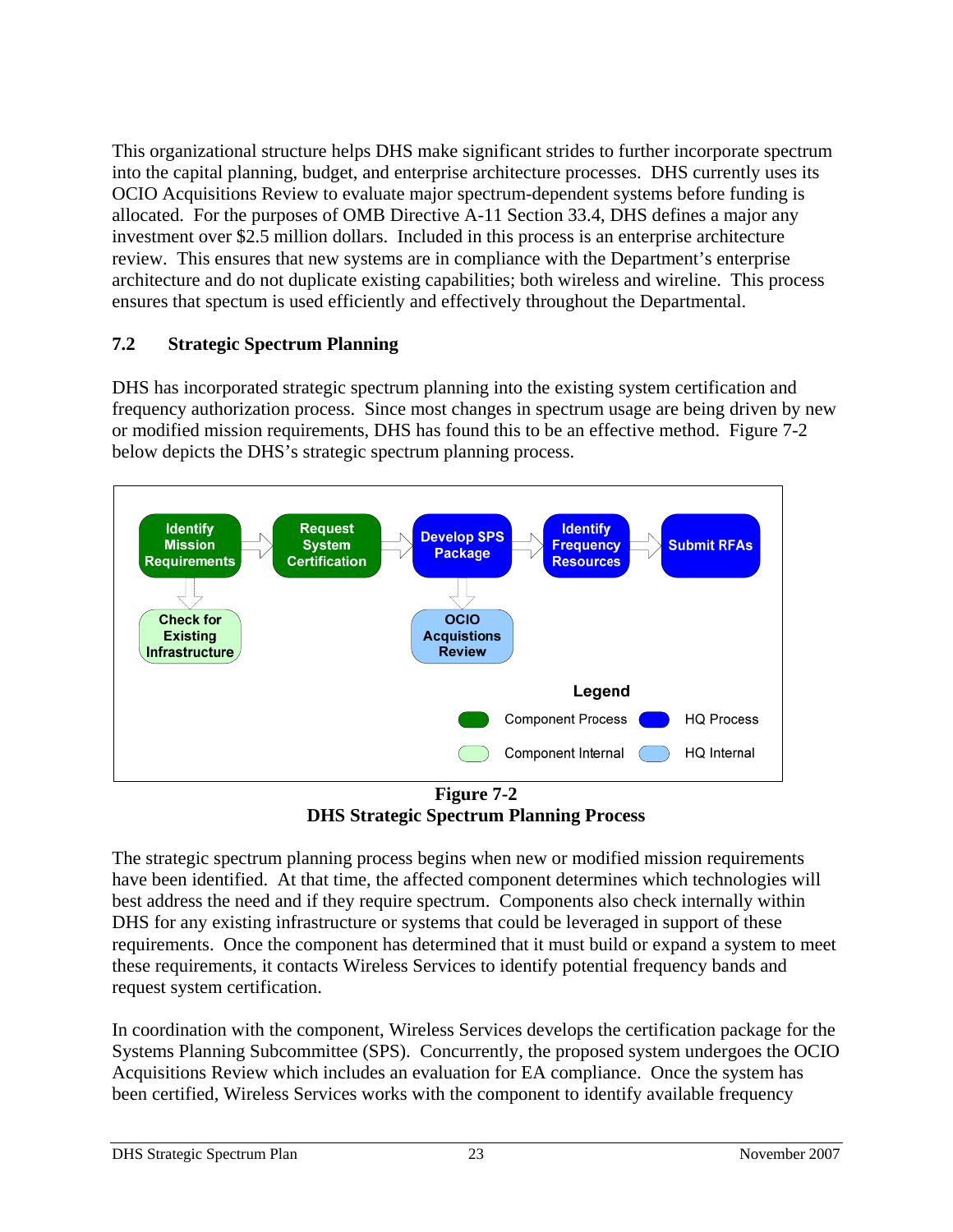This organizational structure helps DHS make significant strides to further incorporate spectrum into the capital planning, budget, and enterprise architecture processes. DHS currently uses its OCIO Acquisitions Review to evaluate major spectrum-dependent systems before funding is allocated. For the purposes of OMB Directive A-11 Section 33.4, DHS defines a major any investment over $2.5 million dollars. Included in this process is an enterprise architecture review. This ensures that new systems are in compliance with the Department's enterprise architecture and do not duplicate existing capabilities; both wireless and wireline. This process ensures that spectum is used efficiently and effectively throughout the Departmental.

## 7.2 Strategic Spectrum Planning

DHS has incorporated strategic spectrum planning into the existing system certification and frequency authorization process. Since most changes in spectrum usage are being driven by new or modified mission requirements, DHS has found this to be an effective method. Figure 7-2 below depicts the DHS's strategic spectrum planning process.

Identify Mission Requirements → Request System Certification → Develop SPS Package → Identify Frequency Resources → Submit RFAs

Identify Mission Requirements ↓ Check for Existing Infrastructure

Develop SPS Package ↓ OCIO Acquistions Review

Legend: Component Process; HQ Process; Component Internal; HQ Internal

**Figure 7-2**
**DHS Strategic Spectrum Planning Process**

The strategic spectrum planning process begins when new or modified mission requirements have been identified. At that time, the affected component determines which technologies will best address the need and if they require spectrum. Components also check internally within DHS for any existing infrastructure or systems that could be leveraged in support of these requirements. Once the component has determined that it must build or expand a system to meet these requirements, it contacts Wireless Services to identify potential frequency bands and request system certification.

In coordination with the component, Wireless Services develops the certification package for the Systems Planning Subcommittee (SPS). Concurrently, the proposed system undergoes the OCIO Acquisitions Review which includes an evaluation for EA compliance. Once the system has been certified, Wireless Services works with the component to identify available frequency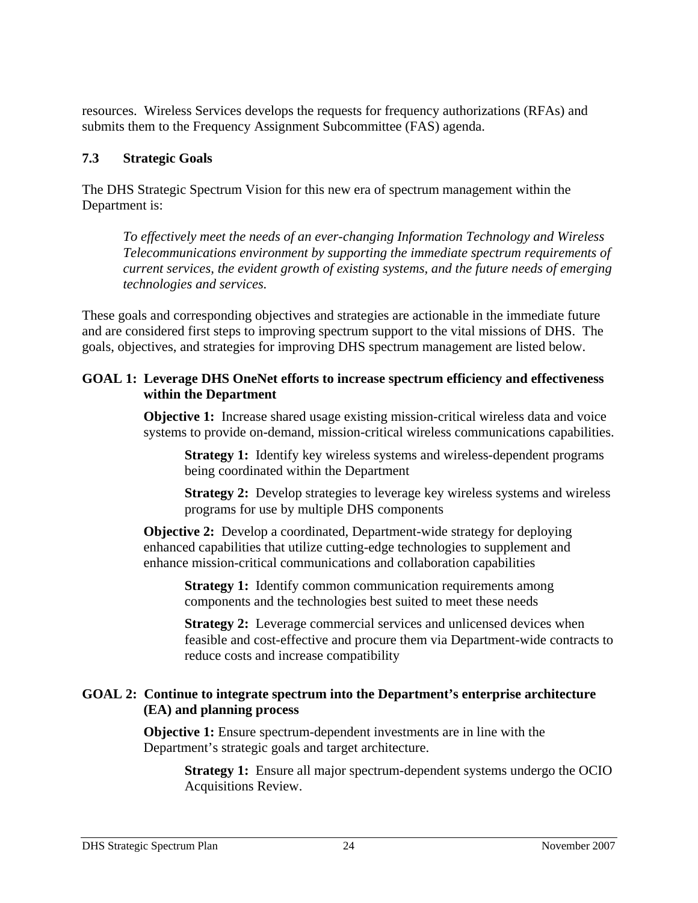resources. Wireless Services develops the requests for frequency authorizations (RFAs) and submits them to the Frequency Assignment Subcommittee (FAS) agenda.

### 7.3 Strategic Goals

The DHS Strategic Spectrum Vision for this new era of spectrum management within the Department is:

> *To effectively meet the needs of an ever-changing Information Technology and Wireless Telecommunications environment by supporting the immediate spectrum requirements of current services, the evident growth of existing systems, and the future needs of emerging technologies and services.*

These goals and corresponding objectives and strategies are actionable in the immediate future and are considered first steps to improving spectrum support to the vital missions of DHS. The goals, objectives, and strategies for improving DHS spectrum management are listed below.

**GOAL 1: Leverage DHS OneNet efforts to increase spectrum efficiency and effectiveness within the Department**

- **Objective 1:** Increase shared usage existing mission-critical wireless data and voice systems to provide on-demand, mission-critical wireless communications capabilities.
  - **Strategy 1:** Identify key wireless systems and wireless-dependent programs being coordinated within the Department
  - **Strategy 2:** Develop strategies to leverage key wireless systems and wireless programs for use by multiple DHS components
- **Objective 2:** Develop a coordinated, Department-wide strategy for deploying enhanced capabilities that utilize cutting-edge technologies to supplement and enhance mission-critical communications and collaboration capabilities
  - **Strategy 1:** Identify common communication requirements among components and the technologies best suited to meet these needs
  - **Strategy 2:** Leverage commercial services and unlicensed devices when feasible and cost-effective and procure them via Department-wide contracts to reduce costs and increase compatibility

**GOAL 2: Continue to integrate spectrum into the Department's enterprise architecture (EA) and planning process**

- **Objective 1:** Ensure spectrum-dependent investments are in line with the Department's strategic goals and target architecture.
  - **Strategy 1:** Ensure all major spectrum-dependent systems undergo the OCIO Acquisitions Review.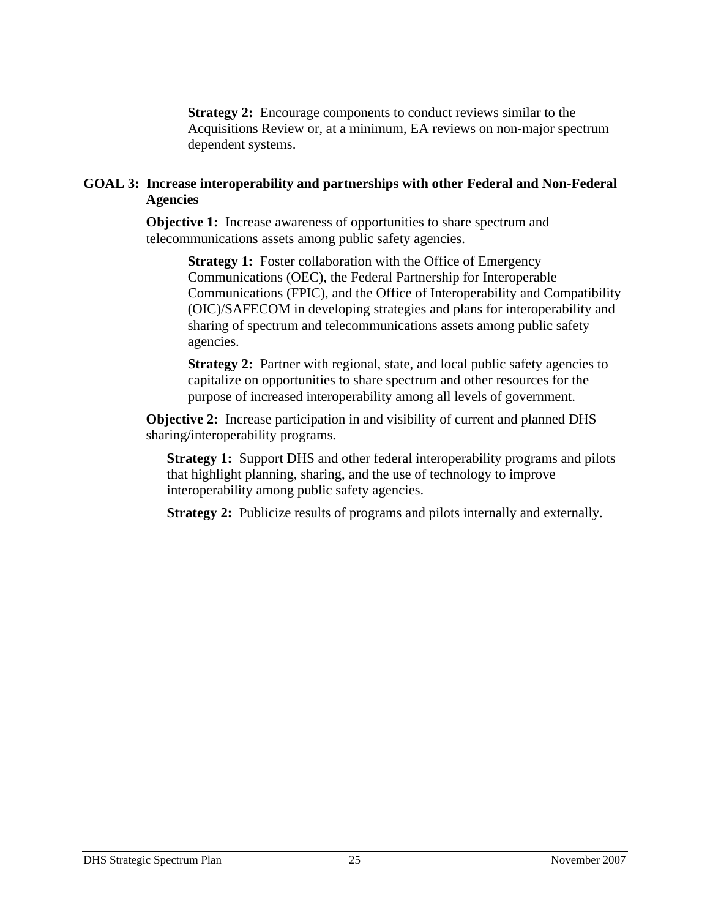**Strategy 2:** Encourage components to conduct reviews similar to the Acquisitions Review or, at a minimum, EA reviews on non-major spectrum dependent systems.

**GOAL 3: Increase interoperability and partnerships with other Federal and Non-Federal Agencies**

**Objective 1:** Increase awareness of opportunities to share spectrum and telecommunications assets among public safety agencies.

**Strategy 1:** Foster collaboration with the Office of Emergency Communications (OEC), the Federal Partnership for Interoperable Communications (FPIC), and the Office of Interoperability and Compatibility (OIC)/SAFECOM in developing strategies and plans for interoperability and sharing of spectrum and telecommunications assets among public safety agencies.

**Strategy 2:** Partner with regional, state, and local public safety agencies to capitalize on opportunities to share spectrum and other resources for the purpose of increased interoperability among all levels of government.

**Objective 2:** Increase participation in and visibility of current and planned DHS sharing/interoperability programs.

**Strategy 1:** Support DHS and other federal interoperability programs and pilots that highlight planning, sharing, and the use of technology to improve interoperability among public safety agencies.

**Strategy 2:** Publicize results of programs and pilots internally and externally.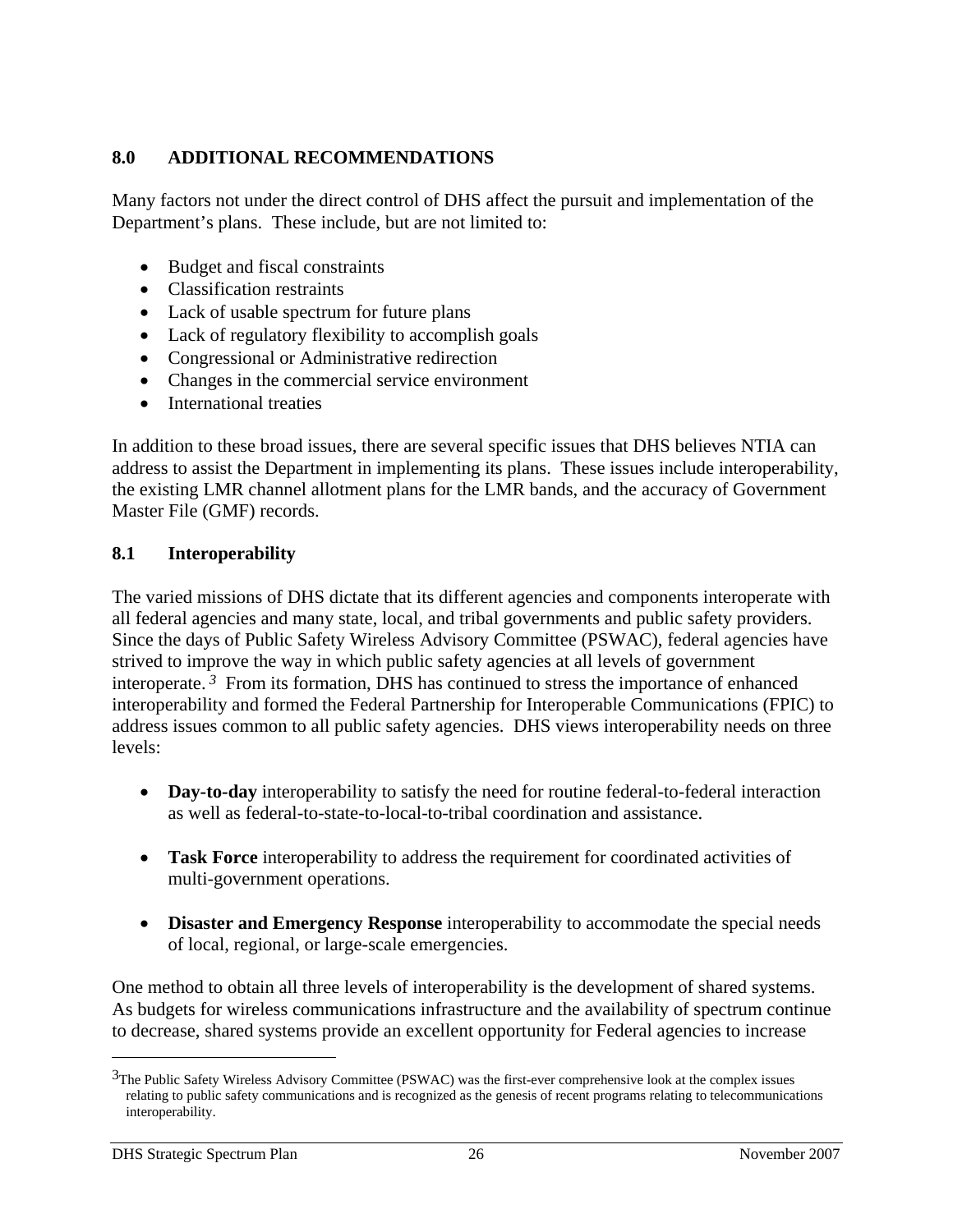## 8.0 ADDITIONAL RECOMMENDATIONS

Many factors not under the direct control of DHS affect the pursuit and implementation of the Department's plans. These include, but are not limited to:

- Budget and fiscal constraints
- Classification restraints
- Lack of usable spectrum for future plans
- Lack of regulatory flexibility to accomplish goals
- Congressional or Administrative redirection
- Changes in the commercial service environment
- International treaties

In addition to these broad issues, there are several specific issues that DHS believes NTIA can address to assist the Department in implementing its plans. These issues include interoperability, the existing LMR channel allotment plans for the LMR bands, and the accuracy of Government Master File (GMF) records.

### 8.1 Interoperability

The varied missions of DHS dictate that its different agencies and components interoperate with all federal agencies and many state, local, and tribal governments and public safety providers. Since the days of Public Safety Wireless Advisory Committee (PSWAC), federal agencies have strived to improve the way in which public safety agencies at all levels of government interoperate.[3] From its formation, DHS has continued to stress the importance of enhanced interoperability and formed the Federal Partnership for Interoperable Communications (FPIC) to address issues common to all public safety agencies. DHS views interoperability needs on three levels:

- **Day-to-day** interoperability to satisfy the need for routine federal-to-federal interaction as well as federal-to-state-to-local-to-tribal coordination and assistance.

- **Task Force** interoperability to address the requirement for coordinated activities of multi-government operations.

- **Disaster and Emergency Response** interoperability to accommodate the special needs of local, regional, or large-scale emergencies.

One method to obtain all three levels of interoperability is the development of shared systems. As budgets for wireless communications infrastructure and the availability of spectrum continue to decrease, shared systems provide an excellent opportunity for Federal agencies to increase

[3] The Public Safety Wireless Advisory Committee (PSWAC) was the first-ever comprehensive look at the complex issues relating to public safety communications and is recognized as the genesis of recent programs relating to telecommunications interoperability.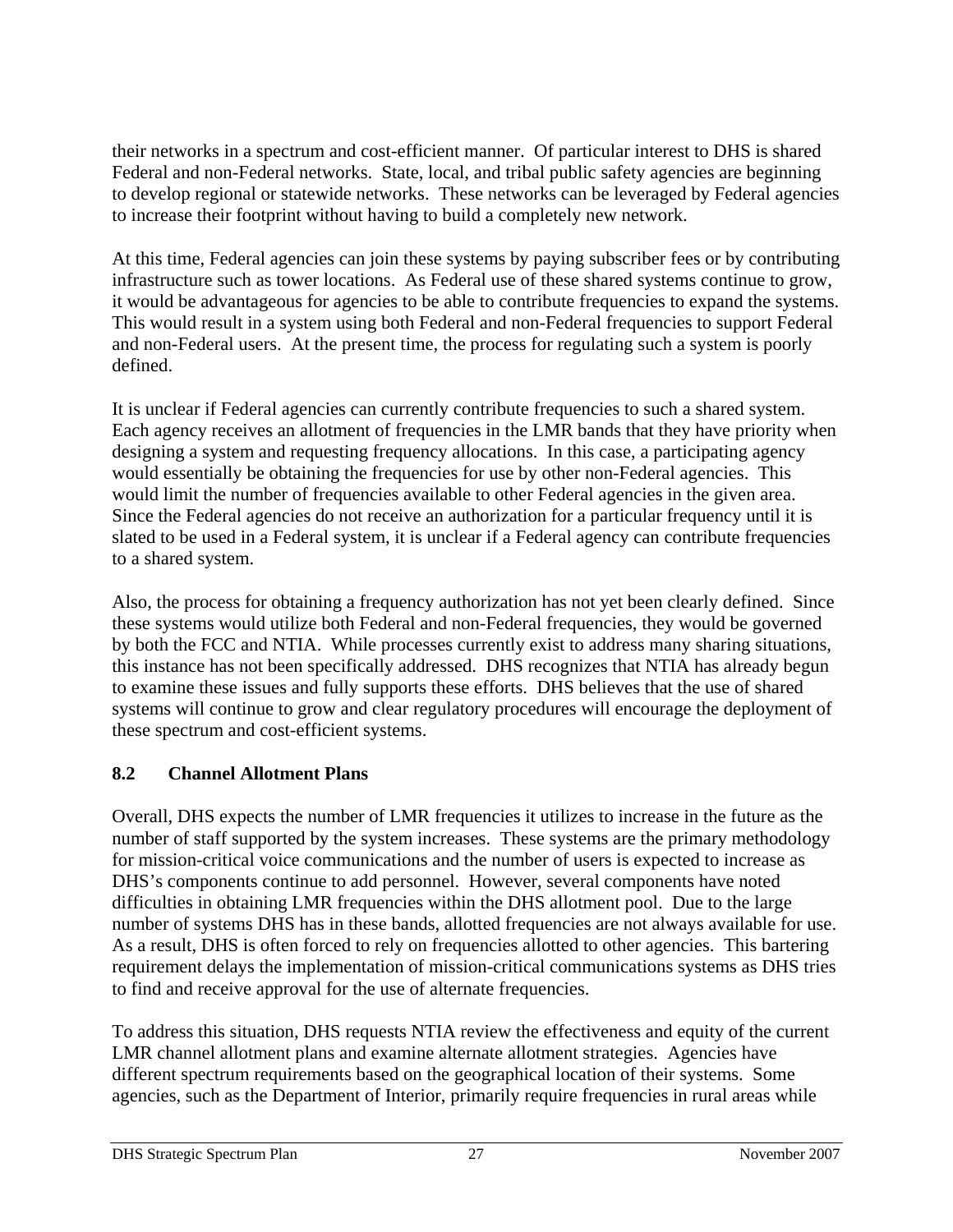their networks in a spectrum and cost-efficient manner. Of particular interest to DHS is shared Federal and non-Federal networks. State, local, and tribal public safety agencies are beginning to develop regional or statewide networks. These networks can be leveraged by Federal agencies to increase their footprint without having to build a completely new network.

At this time, Federal agencies can join these systems by paying subscriber fees or by contributing infrastructure such as tower locations. As Federal use of these shared systems continue to grow, it would be advantageous for agencies to be able to contribute frequencies to expand the systems. This would result in a system using both Federal and non-Federal frequencies to support Federal and non-Federal users. At the present time, the process for regulating such a system is poorly defined.

It is unclear if Federal agencies can currently contribute frequencies to such a shared system. Each agency receives an allotment of frequencies in the LMR bands that they have priority when designing a system and requesting frequency allocations. In this case, a participating agency would essentially be obtaining the frequencies for use by other non-Federal agencies. This would limit the number of frequencies available to other Federal agencies in the given area. Since the Federal agencies do not receive an authorization for a particular frequency until it is slated to be used in a Federal system, it is unclear if a Federal agency can contribute frequencies to a shared system.

Also, the process for obtaining a frequency authorization has not yet been clearly defined. Since these systems would utilize both Federal and non-Federal frequencies, they would be governed by both the FCC and NTIA. While processes currently exist to address many sharing situations, this instance has not been specifically addressed. DHS recognizes that NTIA has already begun to examine these issues and fully supports these efforts. DHS believes that the use of shared systems will continue to grow and clear regulatory procedures will encourage the deployment of these spectrum and cost-efficient systems.

## 8.2 Channel Allotment Plans

Overall, DHS expects the number of LMR frequencies it utilizes to increase in the future as the number of staff supported by the system increases. These systems are the primary methodology for mission-critical voice communications and the number of users is expected to increase as DHS's components continue to add personnel. However, several components have noted difficulties in obtaining LMR frequencies within the DHS allotment pool. Due to the large number of systems DHS has in these bands, allotted frequencies are not always available for use. As a result, DHS is often forced to rely on frequencies allotted to other agencies. This bartering requirement delays the implementation of mission-critical communications systems as DHS tries to find and receive approval for the use of alternate frequencies.

To address this situation, DHS requests NTIA review the effectiveness and equity of the current LMR channel allotment plans and examine alternate allotment strategies. Agencies have different spectrum requirements based on the geographical location of their systems. Some agencies, such as the Department of Interior, primarily require frequencies in rural areas while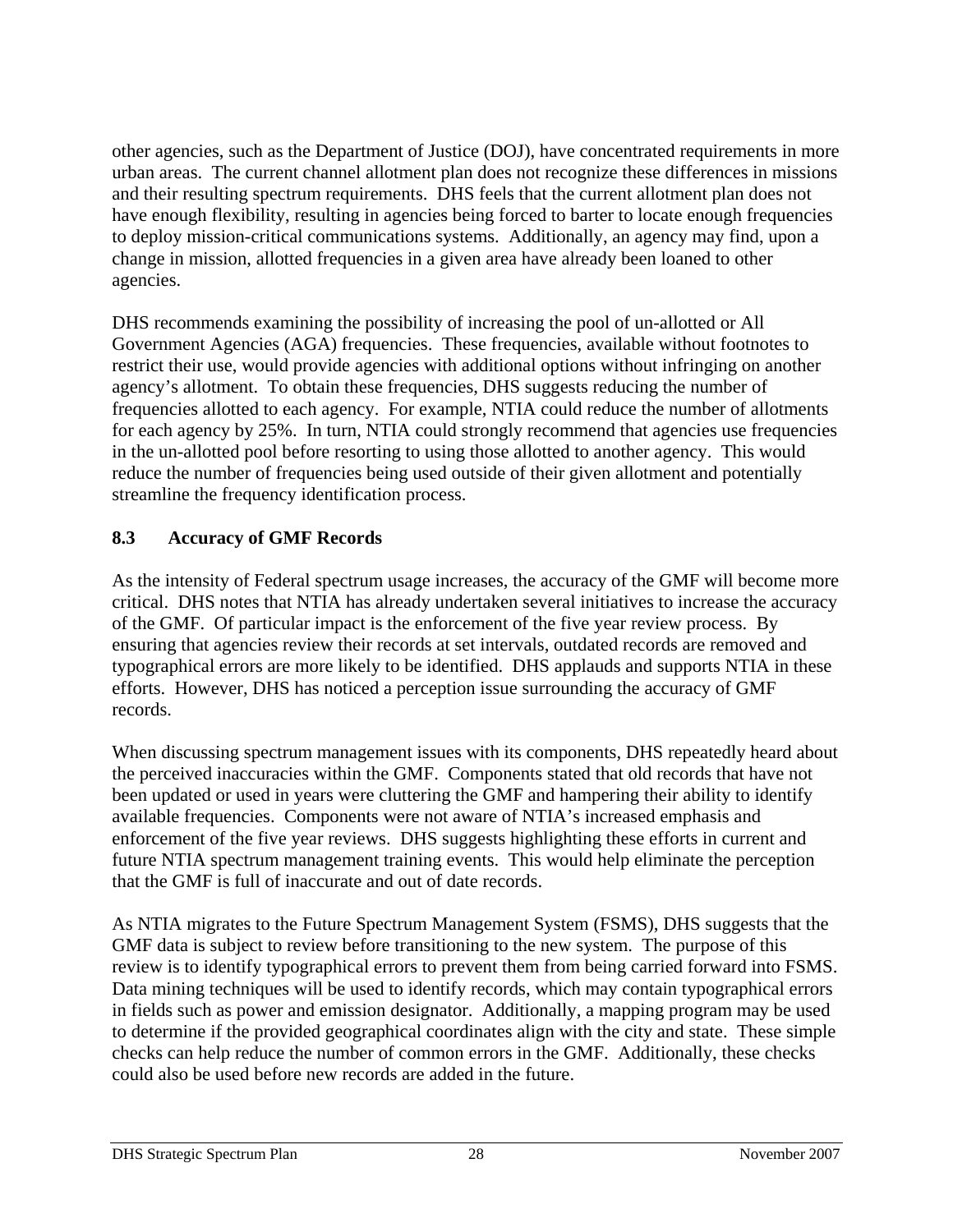other agencies, such as the Department of Justice (DOJ), have concentrated requirements in more urban areas. The current channel allotment plan does not recognize these differences in missions and their resulting spectrum requirements. DHS feels that the current allotment plan does not have enough flexibility, resulting in agencies being forced to barter to locate enough frequencies to deploy mission-critical communications systems. Additionally, an agency may find, upon a change in mission, allotted frequencies in a given area have already been loaned to other agencies.

DHS recommends examining the possibility of increasing the pool of un-allotted or All Government Agencies (AGA) frequencies. These frequencies, available without footnotes to restrict their use, would provide agencies with additional options without infringing on another agency's allotment. To obtain these frequencies, DHS suggests reducing the number of frequencies allotted to each agency. For example, NTIA could reduce the number of allotments for each agency by 25%. In turn, NTIA could strongly recommend that agencies use frequencies in the un-allotted pool before resorting to using those allotted to another agency. This would reduce the number of frequencies being used outside of their given allotment and potentially streamline the frequency identification process.

## 8.3 Accuracy of GMF Records

As the intensity of Federal spectrum usage increases, the accuracy of the GMF will become more critical. DHS notes that NTIA has already undertaken several initiatives to increase the accuracy of the GMF. Of particular impact is the enforcement of the five year review process. By ensuring that agencies review their records at set intervals, outdated records are removed and typographical errors are more likely to be identified. DHS applauds and supports NTIA in these efforts. However, DHS has noticed a perception issue surrounding the accuracy of GMF records.

When discussing spectrum management issues with its components, DHS repeatedly heard about the perceived inaccuracies within the GMF. Components stated that old records that have not been updated or used in years were cluttering the GMF and hampering their ability to identify available frequencies. Components were not aware of NTIA's increased emphasis and enforcement of the five year reviews. DHS suggests highlighting these efforts in current and future NTIA spectrum management training events. This would help eliminate the perception that the GMF is full of inaccurate and out of date records.

As NTIA migrates to the Future Spectrum Management System (FSMS), DHS suggests that the GMF data is subject to review before transitioning to the new system. The purpose of this review is to identify typographical errors to prevent them from being carried forward into FSMS. Data mining techniques will be used to identify records, which may contain typographical errors in fields such as power and emission designator. Additionally, a mapping program may be used to determine if the provided geographical coordinates align with the city and state. These simple checks can help reduce the number of common errors in the GMF. Additionally, these checks could also be used before new records are added in the future.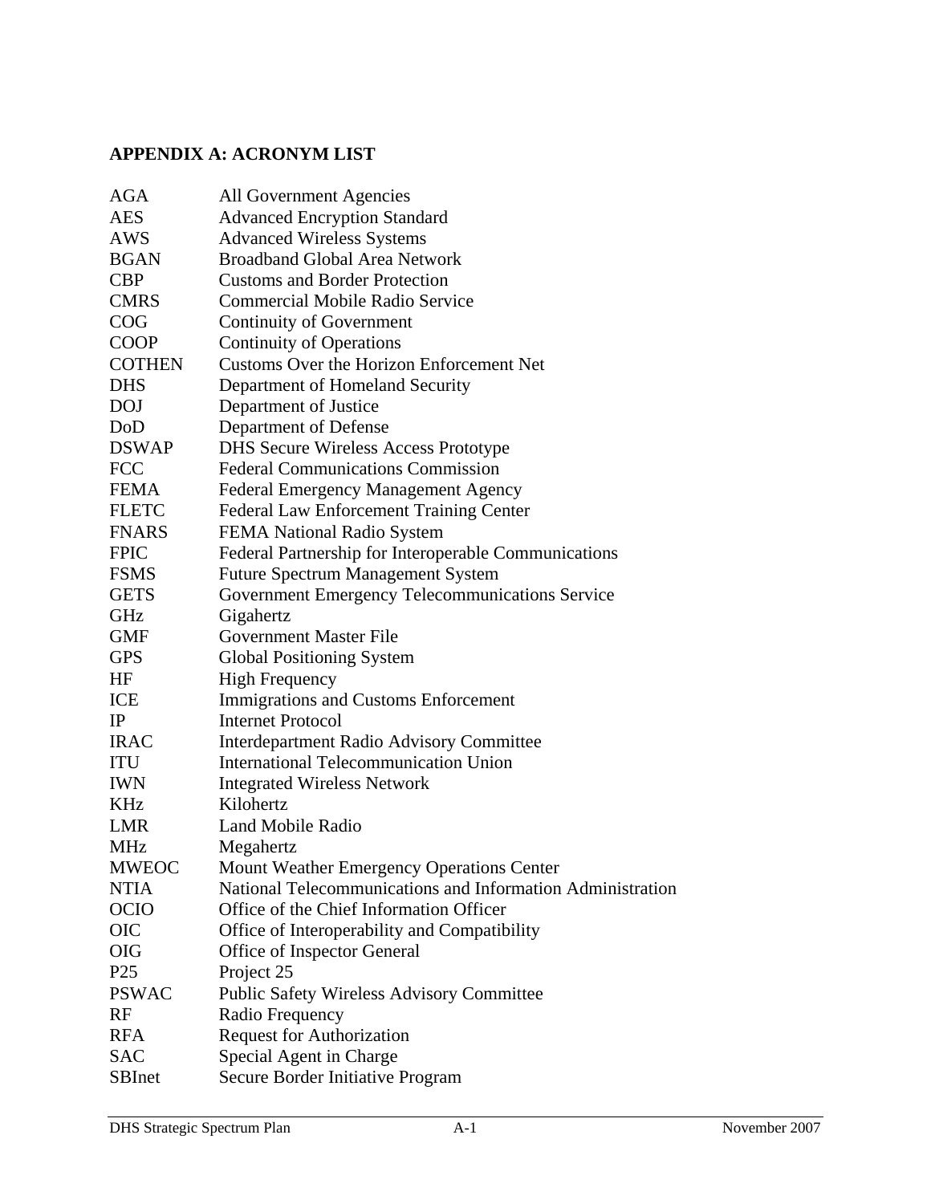## APPENDIX A: ACRONYM LIST

| | |
|---|---|
| AGA | All Government Agencies |
| AES | Advanced Encryption Standard |
| AWS | Advanced Wireless Systems |
| BGAN | Broadband Global Area Network |
| CBP | Customs and Border Protection |
| CMRS | Commercial Mobile Radio Service |
| COG | Continuity of Government |
| COOP | Continuity of Operations |
| COTHEN | Customs Over the Horizon Enforcement Net |
| DHS | Department of Homeland Security |
| DOJ | Department of Justice |
| DoD | Department of Defense |
| DSWAP | DHS Secure Wireless Access Prototype |
| FCC | Federal Communications Commission |
| FEMA | Federal Emergency Management Agency |
| FLETC | Federal Law Enforcement Training Center |
| FNARS | FEMA National Radio System |
| FPIC | Federal Partnership for Interoperable Communications |
| FSMS | Future Spectrum Management System |
| GETS | Government Emergency Telecommunications Service |
| GHz | Gigahertz |
| GMF | Government Master File |
| GPS | Global Positioning System |
| HF | High Frequency |
| ICE | Immigrations and Customs Enforcement |
| IP | Internet Protocol |
| IRAC | Interdepartment Radio Advisory Committee |
| ITU | International Telecommunication Union |
| IWN | Integrated Wireless Network |
| KHz | Kilohertz |
| LMR | Land Mobile Radio |
| MHz | Megahertz |
| MWEOC | Mount Weather Emergency Operations Center |
| NTIA | National Telecommunications and Information Administration |
| OCIO | Office of the Chief Information Officer |
| OIC | Office of Interoperability and Compatibility |
| OIG | Office of Inspector General |
| P25 | Project 25 |
| PSWAC | Public Safety Wireless Advisory Committee |
| RF | Radio Frequency |
| RFA | Request for Authorization |
| SAC | Special Agent in Charge |
| SBInet | Secure Border Initiative Program |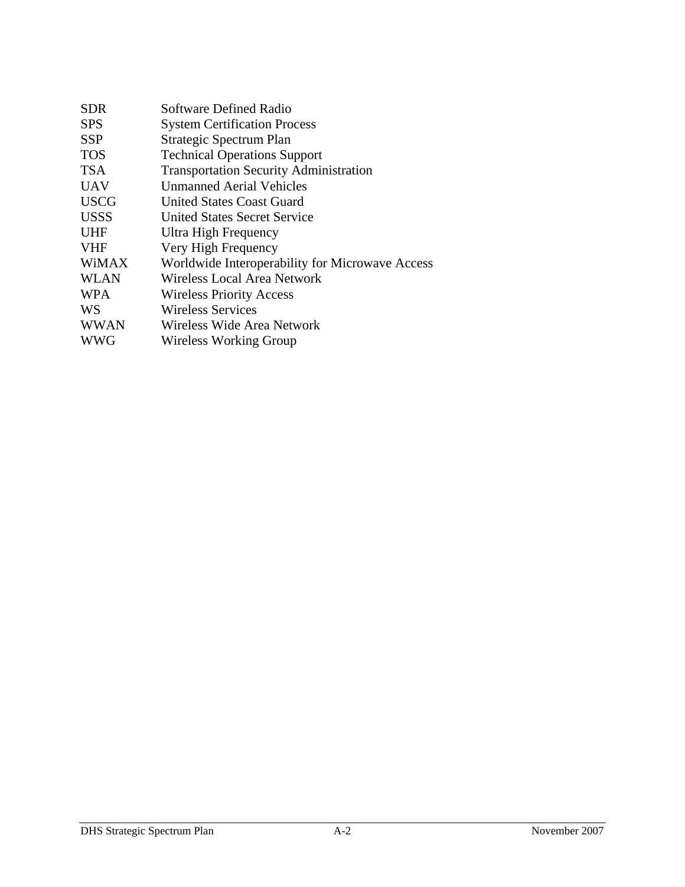| | |
|---|---|
| SDR | Software Defined Radio |
| SPS | System Certification Process |
| SSP | Strategic Spectrum Plan |
| TOS | Technical Operations Support |
| TSA | Transportation Security Administration |
| UAV | Unmanned Aerial Vehicles |
| USCG | United States Coast Guard |
| USSS | United States Secret Service |
| UHF | Ultra High Frequency |
| VHF | Very High Frequency |
| WiMAX | Worldwide Interoperability for Microwave Access |
| WLAN | Wireless Local Area Network |
| WPA | Wireless Priority Access |
| WS | Wireless Services |
| WWAN | Wireless Wide Area Network |
| WWG | Wireless Working Group |